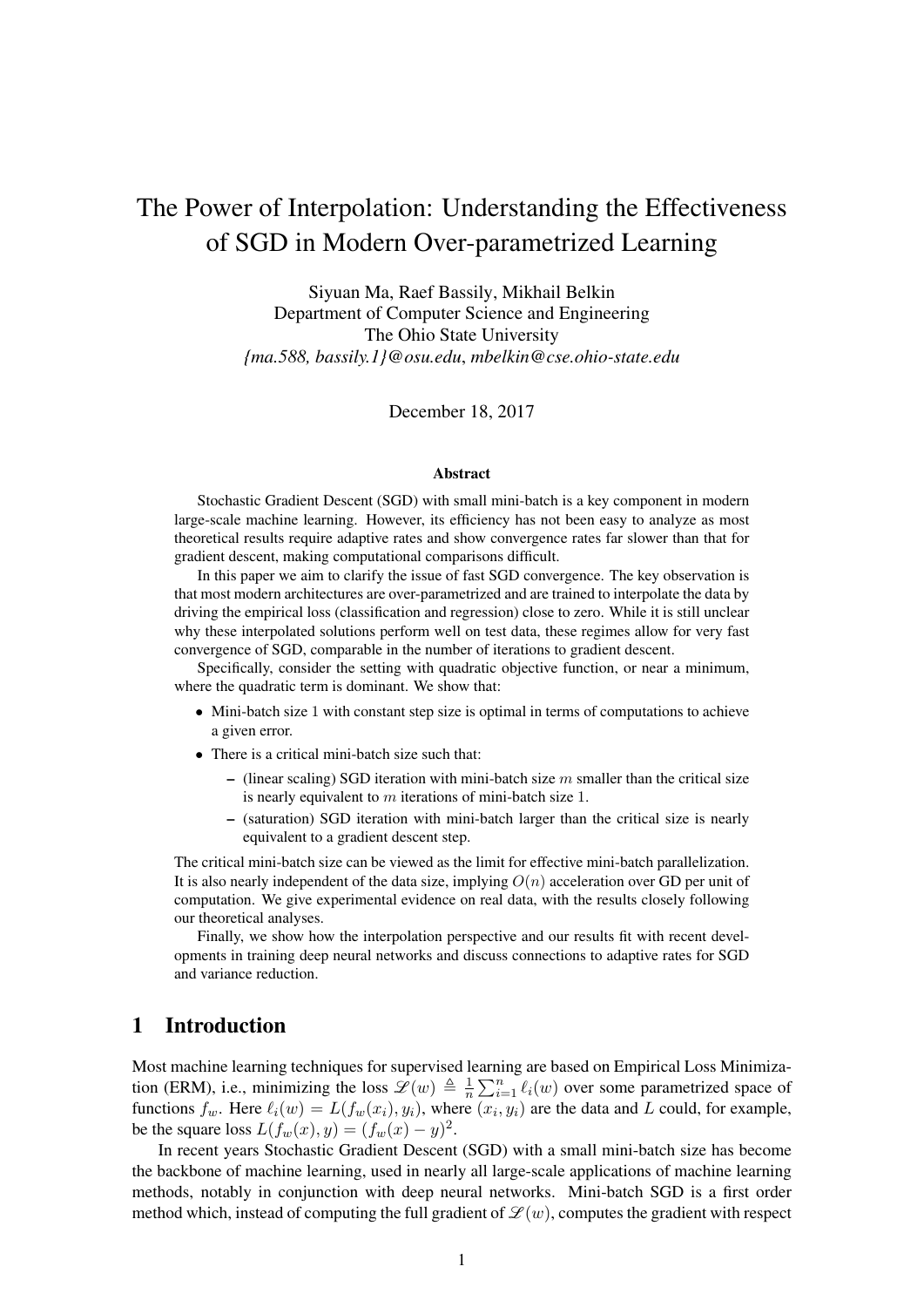# The Power of Interpolation: Understanding the Effectiveness of SGD in Modern Over-parametrized Learning

Siyuan Ma, Raef Bassily, Mikhail Belkin
Department of Computer Science and Engineering
The Ohio State University
*{ma.588, bassily.1}@osu.edu*, *mbelkin@cse.ohio-state.edu*

December 18, 2017

## Abstract

Stochastic Gradient Descent (SGD) with small mini-batch is a key component in modern large-scale machine learning. However, its efficiency has not been easy to analyze as most theoretical results require adaptive rates and show convergence rates far slower than that for gradient descent, making computational comparisons difficult.

In this paper we aim to clarify the issue of fast SGD convergence. The key observation is that most modern architectures are over-parametrized and are trained to interpolate the data by driving the empirical loss (classification and regression) close to zero. While it is still unclear why these interpolated solutions perform well on test data, these regimes allow for very fast convergence of SGD, comparable in the number of iterations to gradient descent.

Specifically, consider the setting with quadratic objective function, or near a minimum, where the quadratic term is dominant. We show that:

- Mini-batch size $1$ with constant step size is optimal in terms of computations to achieve a given error.
- There is a critical mini-batch size such that:
  - (linear scaling) SGD iteration with mini-batch size $m$ smaller than the critical size is nearly equivalent to $m$ iterations of mini-batch size $1$.
  - (saturation) SGD iteration with mini-batch larger than the critical size is nearly equivalent to a gradient descent step.

The critical mini-batch size can be viewed as the limit for effective mini-batch parallelization. It is also nearly independent of the data size, implying $O(n)$ acceleration over GD per unit of computation. We give experimental evidence on real data, with the results closely following our theoretical analyses.

Finally, we show how the interpolation perspective and our results fit with recent developments in training deep neural networks and discuss connections to adaptive rates for SGD and variance reduction.

## 1 Introduction

Most machine learning techniques for supervised learning are based on Empirical Loss Minimization (ERM), i.e., minimizing the loss $\mathscr{L}(w) \triangleq \frac{1}{n}\sum_{i=1}^{n} \ell_i(w)$ over some parametrized space of functions $f_w$. Here $\ell_i(w) = L(f_w(x_i), y_i)$, where $(x_i, y_i)$ are the data and $L$ could, for example, be the square loss $L(f_w(x), y) = (f_w(x) - y)^2$.

In recent years Stochastic Gradient Descent (SGD) with a small mini-batch size has become the backbone of machine learning, used in nearly all large-scale applications of machine learning methods, notably in conjunction with deep neural networks. Mini-batch SGD is a first order method which, instead of computing the full gradient of $\mathscr{L}(w)$, computes the gradient with respect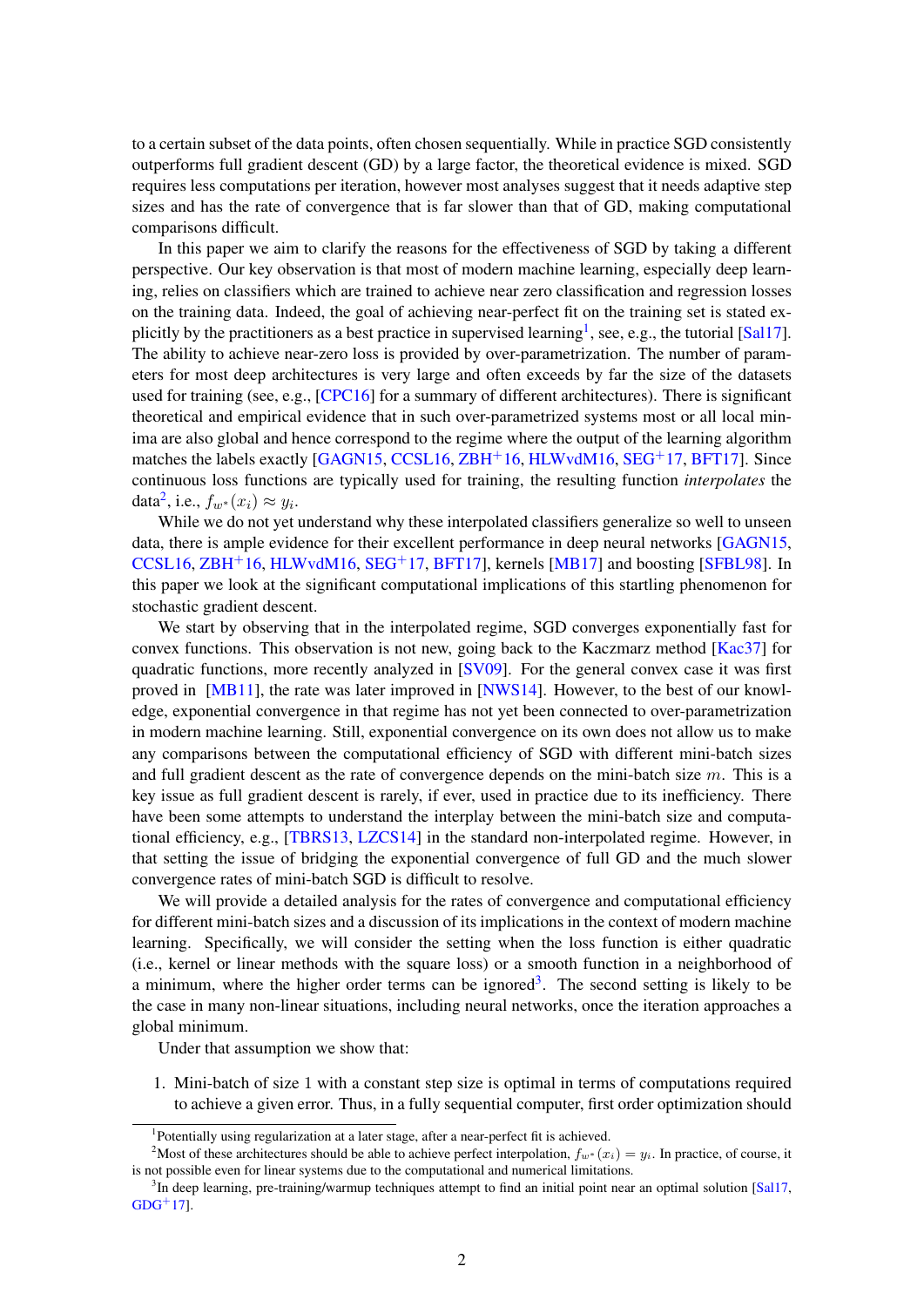to a certain subset of the data points, often chosen sequentially. While in practice SGD consistently outperforms full gradient descent (GD) by a large factor, the theoretical evidence is mixed. SGD requires less computations per iteration, however most analyses suggest that it needs adaptive step sizes and has the rate of convergence that is far slower than that of GD, making computational comparisons difficult.

In this paper we aim to clarify the reasons for the effectiveness of SGD by taking a different perspective. Our key observation is that most of modern machine learning, especially deep learning, relies on classifiers which are trained to achieve near zero classification and regression losses on the training data. Indeed, the goal of achieving near-perfect fit on the training set is stated explicitly by the practitioners as a best practice in supervised learning[1], see, e.g., the tutorial [Sal17]. The ability to achieve near-zero loss is provided by over-parametrization. The number of parameters for most deep architectures is very large and often exceeds by far the size of the datasets used for training (see, e.g., [CPC16] for a summary of different architectures). There is significant theoretical and empirical evidence that in such over-parametrized systems most or all local minima are also global and hence correspond to the regime where the output of the learning algorithm matches the labels exactly [GAGN15, CCSL16, ZBH+16, HLWvdM16, SEG+17, BFT17]. Since continuous loss functions are typically used for training, the resulting function *interpolates* the data[2], i.e., $f_{w^*}(x_i) \approx y_i$.

While we do not yet understand why these interpolated classifiers generalize so well to unseen data, there is ample evidence for their excellent performance in deep neural networks [GAGN15, CCSL16, ZBH+16, HLWvdM16, SEG+17, BFT17], kernels [MB17] and boosting [SFBL98]. In this paper we look at the significant computational implications of this startling phenomenon for stochastic gradient descent.

We start by observing that in the interpolated regime, SGD converges exponentially fast for convex functions. This observation is not new, going back to the Kaczmarz method [Kac37] for quadratic functions, more recently analyzed in [SV09]. For the general convex case it was first proved in [MB11], the rate was later improved in [NWS14]. However, to the best of our knowledge, exponential convergence in that regime has not yet been connected to over-parametrization in modern machine learning. Still, exponential convergence on its own does not allow us to make any comparisons between the computational efficiency of SGD with different mini-batch sizes and full gradient descent as the rate of convergence depends on the mini-batch size $m$. This is a key issue as full gradient descent is rarely, if ever, used in practice due to its inefficiency. There have been some attempts to understand the interplay between the mini-batch size and computational efficiency, e.g., [TBRS13, LZCS14] in the standard non-interpolated regime. However, in that setting the issue of bridging the exponential convergence of full GD and the much slower convergence rates of mini-batch SGD is difficult to resolve.

We will provide a detailed analysis for the rates of convergence and computational efficiency for different mini-batch sizes and a discussion of its implications in the context of modern machine learning. Specifically, we will consider the setting when the loss function is either quadratic (i.e., kernel or linear methods with the square loss) or a smooth function in a neighborhood of a minimum, where the higher order terms can be ignored[3]. The second setting is likely to be the case in many non-linear situations, including neural networks, once the iteration approaches a global minimum.

Under that assumption we show that:

1. Mini-batch of size 1 with a constant step size is optimal in terms of computations required to achieve a given error. Thus, in a fully sequential computer, first order optimization should

---

[1] Potentially using regularization at a later stage, after a near-perfect fit is achieved.

[2] Most of these architectures should be able to achieve perfect interpolation, $f_{w^*}(x_i) = y_i$. In practice, of course, it is not possible even for linear systems due to the computational and numerical limitations.

[3] In deep learning, pre-training/warmup techniques attempt to find an initial point near an optimal solution [Sal17, GDG+17].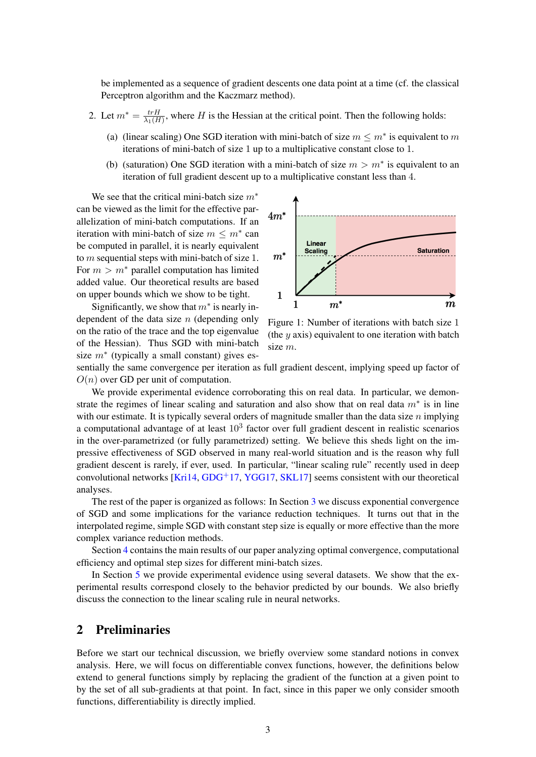be implemented as a sequence of gradient descents one data point at a time (cf. the classical Perceptron algorithm and the Kaczmarz method).

2. Let $m^* = \frac{trH}{\lambda_1(H)}$, where $H$ is the Hessian at the critical point. Then the following holds:

   (a) (linear scaling) One SGD iteration with mini-batch of size $m \leq m^*$ is equivalent to $m$ iterations of mini-batch of size 1 up to a multiplicative constant close to 1.

   (b) (saturation) One SGD iteration with a mini-batch of size $m > m^*$ is equivalent to an iteration of full gradient descent up to a multiplicative constant less than 4.

We see that the critical mini-batch size $m^*$ can be viewed as the limit for the effective parallelization of mini-batch computations. If an iteration with mini-batch of size $m \leq m^*$ can be computed in parallel, it is nearly equivalent to $m$ sequential steps with mini-batch of size 1. For $m > m^*$ parallel computation has limited added value. Our theoretical results are based on upper bounds which we show to be tight.

Figure 1: Number of iterations with batch size 1 (the $y$ axis) equivalent to one iteration with batch size $m$.

Significantly, we show that $m^*$ is nearly independent of the data size $n$ (depending only on the ratio of the trace and the top eigenvalue of the Hessian). Thus SGD with mini-batch size $m^*$ (typically a small constant) gives essentially the same convergence per iteration as full gradient descent, implying speed up factor of $O(n)$ over GD per unit of computation.

We provide experimental evidence corroborating this on real data. In particular, we demonstrate the regimes of linear scaling and saturation and also show that on real data $m^*$ is in line with our estimate. It is typically several orders of magnitude smaller than the data size $n$ implying a computational advantage of at least $10^3$ factor over full gradient descent in realistic scenarios in the over-parametrized (or fully parametrized) setting. We believe this sheds light on the impressive effectiveness of SGD observed in many real-world situation and is the reason why full gradient descent is rarely, if ever, used. In particular, "linear scaling rule" recently used in deep convolutional networks [Kri14, GDG+17, YGG17, SKL17] seems consistent with our theoretical analyses.

The rest of the paper is organized as follows: In Section 3 we discuss exponential convergence of SGD and some implications for the variance reduction techniques. It turns out that in the interpolated regime, simple SGD with constant step size is equally or more effective than the more complex variance reduction methods.

Section 4 contains the main results of our paper analyzing optimal convergence, computational efficiency and optimal step sizes for different mini-batch sizes.

In Section 5 we provide experimental evidence using several datasets. We show that the experimental results correspond closely to the behavior predicted by our bounds. We also briefly discuss the connection to the linear scaling rule in neural networks.

## 2 Preliminaries

Before we start our technical discussion, we briefly overview some standard notions in convex analysis. Here, we will focus on differentiable convex functions, however, the definitions below extend to general functions simply by replacing the gradient of the function at a given point to by the set of all sub-gradients at that point. In fact, since in this paper we only consider smooth functions, differentiability is directly implied.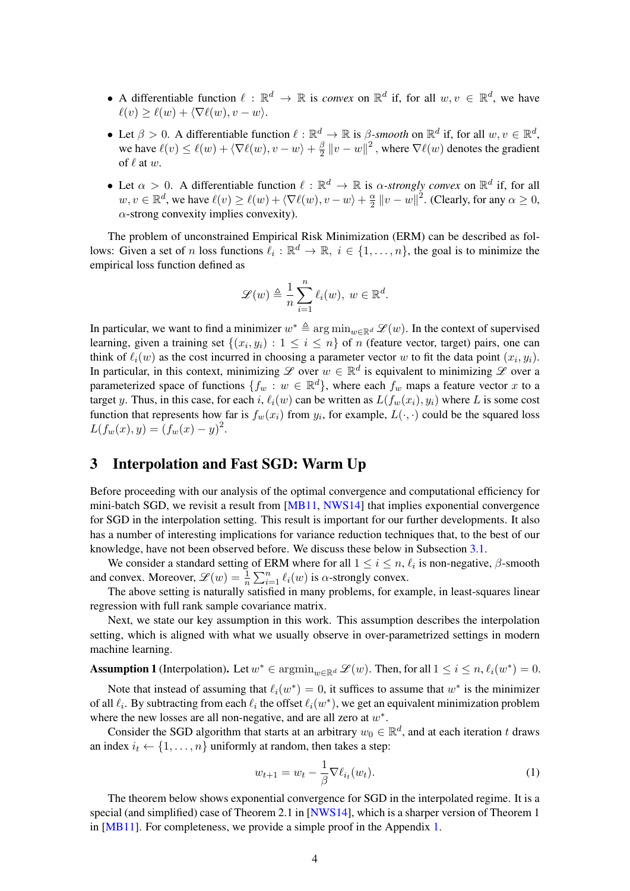- A differentiable function $\ell : \mathbb{R}^d \to \mathbb{R}$ is *convex* on $\mathbb{R}^d$ if, for all $w, v \in \mathbb{R}^d$, we have $\ell(v) \geq \ell(w) + \langle \nabla \ell(w), v - w \rangle$.

- Let $\beta > 0$. A differentiable function $\ell : \mathbb{R}^d \to \mathbb{R}$ is *$\beta$-smooth* on $\mathbb{R}^d$ if, for all $w, v \in \mathbb{R}^d$, we have $\ell(v) \leq \ell(w) + \langle \nabla \ell(w), v - w \rangle + \frac{\beta}{2} \|v - w\|^2$, where $\nabla \ell(w)$ denotes the gradient of $\ell$ at $w$.

- Let $\alpha > 0$. A differentiable function $\ell : \mathbb{R}^d \to \mathbb{R}$ is *$\alpha$-strongly convex* on $\mathbb{R}^d$ if, for all $w, v \in \mathbb{R}^d$, we have $\ell(v) \geq \ell(w) + \langle \nabla \ell(w), v - w \rangle + \frac{\alpha}{2} \|v - w\|^2$. (Clearly, for any $\alpha \geq 0$, $\alpha$-strong convexity implies convexity).

The problem of unconstrained Empirical Risk Minimization (ERM) can be described as follows: Given a set of $n$ loss functions $\ell_i : \mathbb{R}^d \to \mathbb{R}$, $i \in \{1, \ldots, n\}$, the goal is to minimize the empirical loss function defined as

$$\mathscr{L}(w) \triangleq \frac{1}{n} \sum_{i=1}^{n} \ell_i(w), \; w \in \mathbb{R}^d.$$

In particular, we want to find a minimizer $w^* \triangleq \arg\min_{w \in \mathbb{R}^d} \mathscr{L}(w)$. In the context of supervised learning, given a training set $\{(x_i, y_i) : 1 \leq i \leq n\}$ of $n$ (feature vector, target) pairs, one can think of $\ell_i(w)$ as the cost incurred in choosing a parameter vector $w$ to fit the data point $(x_i, y_i)$. In particular, in this context, minimizing $\mathscr{L}$ over $w \in \mathbb{R}^d$ is equivalent to minimizing $\mathscr{L}$ over a parameterized space of functions $\{f_w : w \in \mathbb{R}^d\}$, where each $f_w$ maps a feature vector $x$ to a target $y$. Thus, in this case, for each $i$, $\ell_i(w)$ can be written as $L(f_w(x_i), y_i)$ where $L$ is some cost function that represents how far is $f_w(x_i)$ from $y_i$, for example, $L(\cdot, \cdot)$ could be the squared loss $L(f_w(x), y) = (f_w(x) - y)^2$.

## 3 Interpolation and Fast SGD: Warm Up

Before proceeding with our analysis of the optimal convergence and computational efficiency for mini-batch SGD, we revisit a result from [MB11, NWS14] that implies exponential convergence for SGD in the interpolation setting. This result is important for our further developments. It also has a number of interesting implications for variance reduction techniques that, to the best of our knowledge, have not been observed before. We discuss these below in Subsection 3.1.

We consider a standard setting of ERM where for all $1 \leq i \leq n$, $\ell_i$ is non-negative, $\beta$-smooth and convex. Moreover, $\mathscr{L}(w) = \frac{1}{n} \sum_{i=1}^{n} \ell_i(w)$ is $\alpha$-strongly convex.

The above setting is naturally satisfied in many problems, for example, in least-squares linear regression with full rank sample covariance matrix.

Next, we state our key assumption in this work. This assumption describes the interpolation setting, which is aligned with what we usually observe in over-parametrized settings in modern machine learning.

**Assumption 1** (Interpolation)**.** Let $w^* \in \operatorname{argmin}_{w \in \mathbb{R}^d} \mathscr{L}(w)$. Then, for all $1 \leq i \leq n$, $\ell_i(w^*) = 0$.

Note that instead of assuming that $\ell_i(w^*) = 0$, it suffices to assume that $w^*$ is the minimizer of all $\ell_i$. By subtracting from each $\ell_i$ the offset $\ell_i(w^*)$, we get an equivalent minimization problem where the new losses are all non-negative, and are all zero at $w^*$.

Consider the SGD algorithm that starts at an arbitrary $w_0 \in \mathbb{R}^d$, and at each iteration $t$ draws an index $i_t \leftarrow \{1, \ldots, n\}$ uniformly at random, then takes a step:

$$w_{t+1} = w_t - \frac{1}{\beta} \nabla \ell_{i_t}(w_t). \tag{1}$$

The theorem below shows exponential convergence for SGD in the interpolated regime. It is a special (and simplified) case of Theorem 2.1 in [NWS14], which is a sharper version of Theorem 1 in [MB11]. For completeness, we provide a simple proof in the Appendix 1.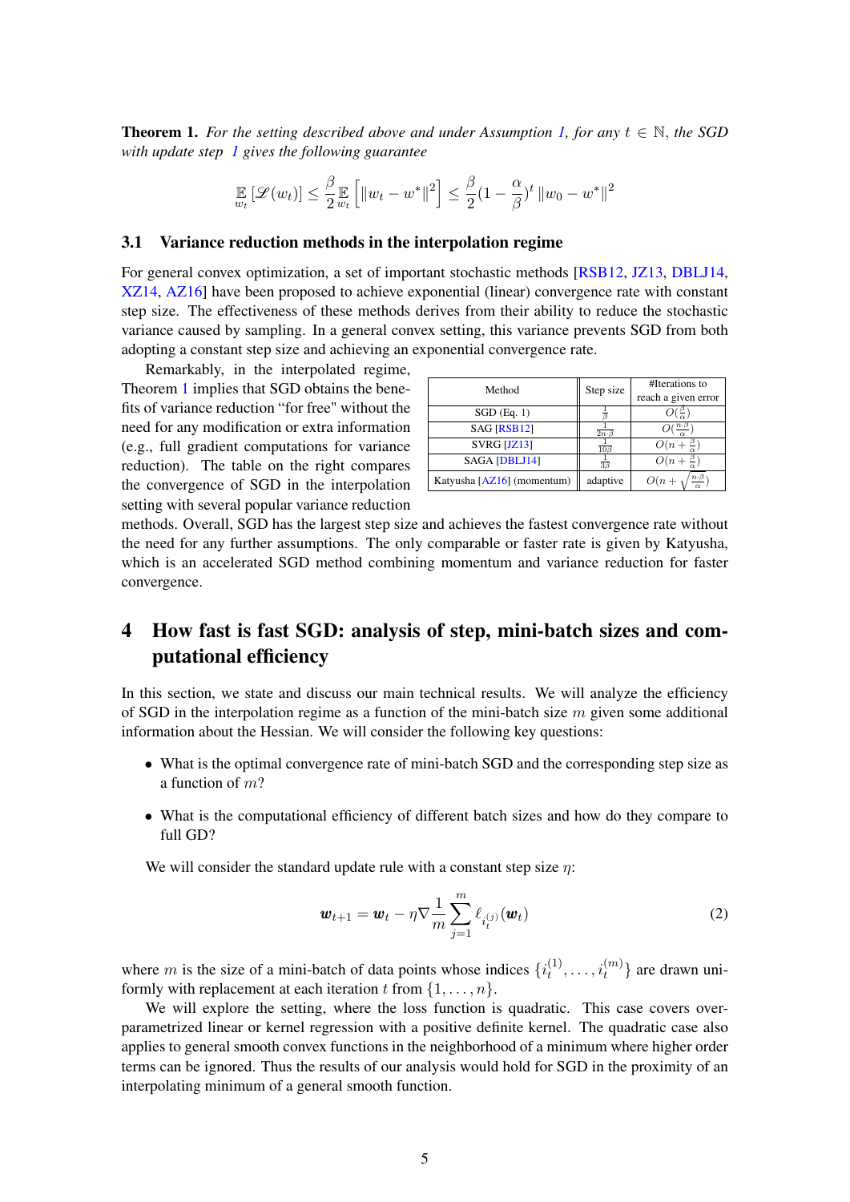**Theorem 1.** *For the setting described above and under Assumption 1, for any $t \in \mathbb{N}$, the SGD with update step 1 gives the following guarantee*

$$\mathop{\mathbb{E}}_{w_t}[\mathscr{L}(w_t)] \leq \frac{\beta}{2} \mathop{\mathbb{E}}_{w_t}\left[\|w_t - w^*\|^2\right] \leq \frac{\beta}{2}(1 - \frac{\alpha}{\beta})^t \|w_0 - w^*\|^2$$

### 3.1 Variance reduction methods in the interpolation regime

For general convex optimization, a set of important stochastic methods [RSB12, JZ13, DBLJ14, XZ14, AZ16] have been proposed to achieve exponential (linear) convergence rate with constant step size. The effectiveness of these methods derives from their ability to reduce the stochastic variance caused by sampling. In a general convex setting, this variance prevents SGD from both adopting a constant step size and achieving an exponential convergence rate.

Remarkably, in the interpolated regime, Theorem 1 implies that SGD obtains the benefits of variance reduction "for free" without the need for any modification or extra information (e.g., full gradient computations for variance reduction). The table on the right compares the convergence of SGD in the interpolation setting with several popular variance reduction methods. Overall, SGD has the largest step size and achieves the fastest convergence rate without the need for any further assumptions. The only comparable or faster rate is given by Katyusha, which is an accelerated SGD method combining momentum and variance reduction for faster convergence.

| Method | Step size | #Iterations to reach a given error |
|---|---|---|
| SGD (Eq. 1) | $\frac{1}{\beta}$ | $O(\frac{\beta}{\alpha})$ |
| SAG [RSB12] | $\frac{1}{2n\cdot\beta}$ | $O(\frac{n\cdot\beta}{\alpha})$ |
| SVRG [JZ13] | $\frac{1}{10\beta}$ | $O(n + \frac{\beta}{\alpha})$ |
| SAGA [DBLJ14] | $\frac{1}{3\beta}$ | $O(n + \frac{\beta}{\alpha})$ |
| Katyusha [AZ16] (momentum) | adaptive | $O(n + \sqrt{\frac{n\cdot\beta}{\alpha}})$ |

## 4 How fast is fast SGD: analysis of step, mini-batch sizes and computational efficiency

In this section, we state and discuss our main technical results. We will analyze the efficiency of SGD in the interpolation regime as a function of the mini-batch size $m$ given some additional information about the Hessian. We will consider the following key questions:

- What is the optimal convergence rate of mini-batch SGD and the corresponding step size as a function of $m$?
- What is the computational efficiency of different batch sizes and how do they compare to full GD?

We will consider the standard update rule with a constant step size $\eta$:

$$\boldsymbol{w}_{t+1} = \boldsymbol{w}_t - \eta \nabla \frac{1}{m} \sum_{j=1}^{m} \ell_{i_t^{(j)}}(\boldsymbol{w}_t) \tag{2}$$

where $m$ is the size of a mini-batch of data points whose indices $\{i_t^{(1)}, \ldots, i_t^{(m)}\}$ are drawn uniformly with replacement at each iteration $t$ from $\{1, \ldots, n\}$.

We will explore the setting, where the loss function is quadratic. This case covers over-parametrized linear or kernel regression with a positive definite kernel. The quadratic case also applies to general smooth convex functions in the neighborhood of a minimum where higher order terms can be ignored. Thus the results of our analysis would hold for SGD in the proximity of an interpolating minimum of a general smooth function.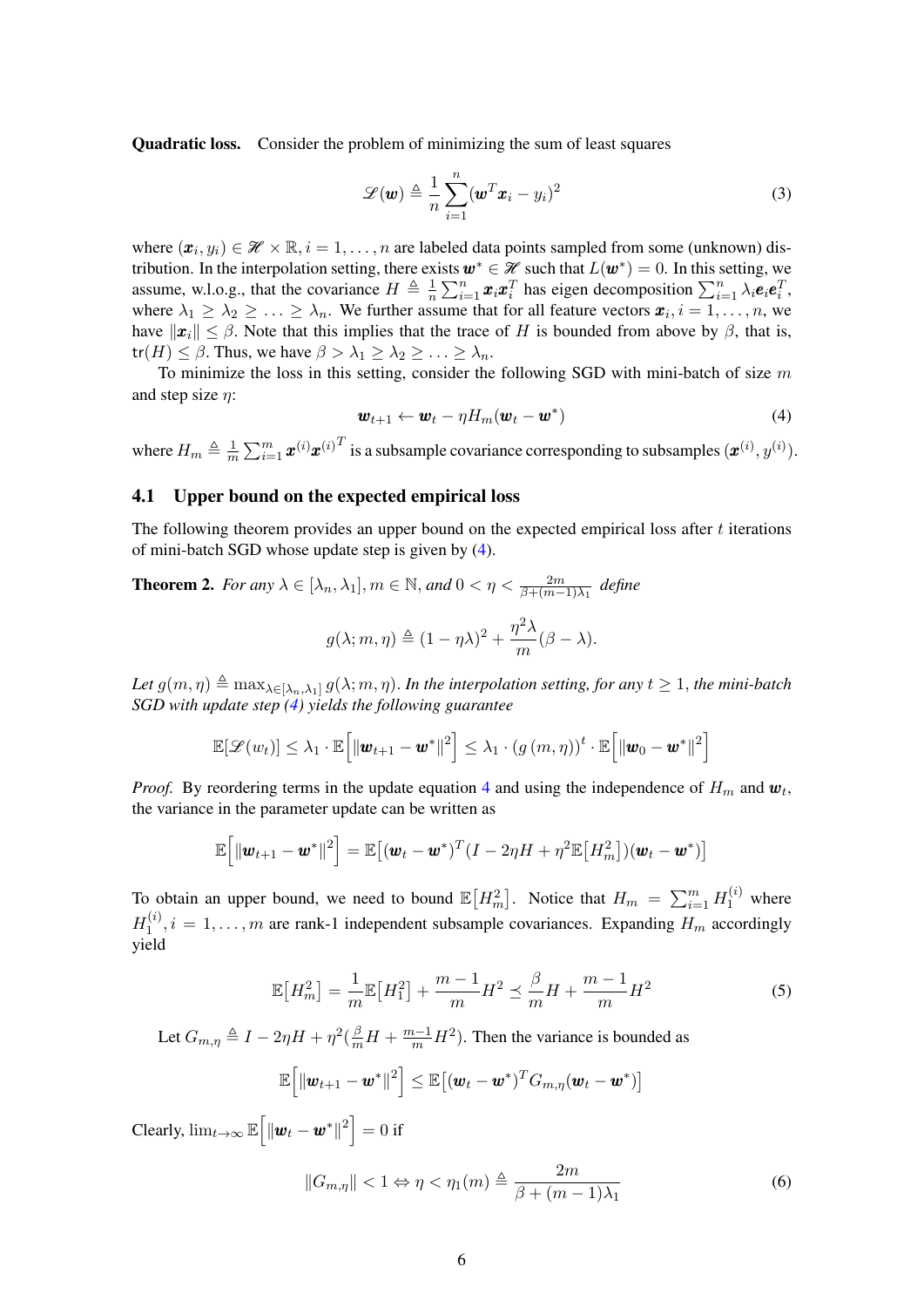**Quadratic loss.** Consider the problem of minimizing the sum of least squares

$$\mathscr{L}(\boldsymbol{w}) \triangleq \frac{1}{n}\sum_{i=1}^{n}(\boldsymbol{w}^T\boldsymbol{x}_i - y_i)^2 \tag{3}$$

where $(\boldsymbol{x}_i, y_i) \in \mathscr{H} \times \mathbb{R}, i = 1, \ldots, n$ are labeled data points sampled from some (unknown) distribution. In the interpolation setting, there exists $\boldsymbol{w}^* \in \mathscr{H}$ such that $L(\boldsymbol{w}^*) = 0$. In this setting, we assume, w.l.o.g., that the covariance $H \triangleq \frac{1}{n}\sum_{i=1}^{n}\boldsymbol{x}_i\boldsymbol{x}_i^T$ has eigen decomposition $\sum_{i=1}^{n}\lambda_i\boldsymbol{e}_i\boldsymbol{e}_i^T$, where $\lambda_1 \geq \lambda_2 \geq \ldots \geq \lambda_n$. We further assume that for all feature vectors $\boldsymbol{x}_i, i = 1, \ldots, n$, we have $\|\boldsymbol{x}_i\| \leq \beta$. Note that this implies that the trace of $H$ is bounded from above by $\beta$, that is, $\text{tr}(H) \leq \beta$. Thus, we have $\beta > \lambda_1 \geq \lambda_2 \geq \ldots \geq \lambda_n$.

To minimize the loss in this setting, consider the following SGD with mini-batch of size $m$ and step size $\eta$:

$$\boldsymbol{w}_{t+1} \leftarrow \boldsymbol{w}_t - \eta H_m(\boldsymbol{w}_t - \boldsymbol{w}^*) \tag{4}$$

where $H_m \triangleq \frac{1}{m}\sum_{i=1}^{m}\boldsymbol{x}^{(i)}\boldsymbol{x}^{(i)T}$ is a subsample covariance corresponding to subsamples $(\boldsymbol{x}^{(i)}, y^{(i)})$.

### 4.1 Upper bound on the expected empirical loss

The following theorem provides an upper bound on the expected empirical loss after $t$ iterations of mini-batch SGD whose update step is given by (4).

**Theorem 2.** *For any $\lambda \in [\lambda_n, \lambda_1], m \in \mathbb{N}$, and $0 < \eta < \frac{2m}{\beta+(m-1)\lambda_1}$ define*

$$g(\lambda; m, \eta) \triangleq (1 - \eta\lambda)^2 + \frac{\eta^2\lambda}{m}(\beta - \lambda).$$

*Let $g(m, \eta) \triangleq \max_{\lambda\in[\lambda_n,\lambda_1]} g(\lambda; m, \eta)$. In the interpolation setting, for any $t \geq 1$, the mini-batch SGD with update step (4) yields the following guarantee*

$$\mathbb{E}[\mathscr{L}(w_t)] \leq \lambda_1 \cdot \mathbb{E}\Big[\|\boldsymbol{w}_{t+1} - \boldsymbol{w}^*\|^2\Big] \leq \lambda_1 \cdot (g\,(m, \eta))^t \cdot \mathbb{E}\Big[\|\boldsymbol{w}_0 - \boldsymbol{w}^*\|^2\Big]$$

*Proof.* By reordering terms in the update equation 4 and using the independence of $H_m$ and $\boldsymbol{w}_t$, the variance in the parameter update can be written as

$$\mathbb{E}\Big[\|\boldsymbol{w}_{t+1} - \boldsymbol{w}^*\|^2\Big] = \mathbb{E}\big[(\boldsymbol{w}_t - \boldsymbol{w}^*)^T(I - 2\eta H + \eta^2\mathbb{E}\big[H_m^2\big])(\boldsymbol{w}_t - \boldsymbol{w}^*)\big]$$

To obtain an upper bound, we need to bound $\mathbb{E}\big[H_m^2\big]$. Notice that $H_m = \sum_{i=1}^{m} H_1^{(i)}$ where $H_1^{(i)}, i = 1, \ldots, m$ are rank-1 independent subsample covariances. Expanding $H_m$ accordingly yield

$$\mathbb{E}\big[H_m^2\big] = \frac{1}{m}\mathbb{E}\big[H_1^2\big] + \frac{m-1}{m}H^2 \preceq \frac{\beta}{m}H + \frac{m-1}{m}H^2 \tag{5}$$

Let $G_{m,\eta} \triangleq I - 2\eta H + \eta^2(\frac{\beta}{m}H + \frac{m-1}{m}H^2)$. Then the variance is bounded as

$$\mathbb{E}\Big[\|\boldsymbol{w}_{t+1} - \boldsymbol{w}^*\|^2\Big] \leq \mathbb{E}\big[(\boldsymbol{w}_t - \boldsymbol{w}^*)^T G_{m,\eta}(\boldsymbol{w}_t - \boldsymbol{w}^*)\big]$$

Clearly, $\lim_{t\to\infty}\mathbb{E}\Big[\|\boldsymbol{w}_t - \boldsymbol{w}^*\|^2\Big] = 0$ if

$$\|G_{m,\eta}\| < 1 \Leftrightarrow \eta < \eta_1(m) \triangleq \frac{2m}{\beta + (m-1)\lambda_1} \tag{6}$$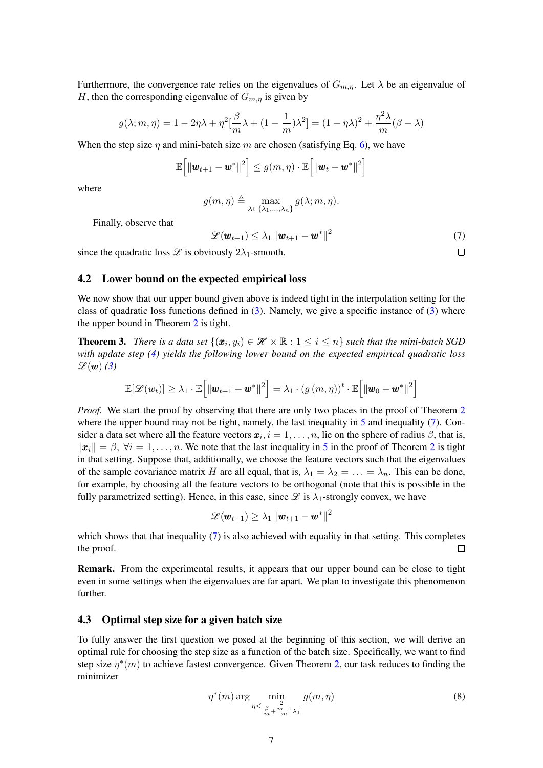Furthermore, the convergence rate relies on the eigenvalues of $G_{m,\eta}$. Let $\lambda$ be an eigenvalue of $H$, then the corresponding eigenvalue of $G_{m,\eta}$ is given by

$$g(\lambda; m, \eta) = 1 - 2\eta\lambda + \eta^2[\frac{\beta}{m}\lambda + (1 - \frac{1}{m})\lambda^2] = (1 - \eta\lambda)^2 + \frac{\eta^2\lambda}{m}(\beta - \lambda)$$

When the step size $\eta$ and mini-batch size $m$ are chosen (satisfying Eq. 6), we have

$$\mathbb{E}\Big[\|\boldsymbol{w}_{t+1} - \boldsymbol{w}^*\|^2\Big] \leq g(m, \eta) \cdot \mathbb{E}\Big[\|\boldsymbol{w}_t - \boldsymbol{w}^*\|^2\Big]$$

where

$$g(m, \eta) \triangleq \max_{\lambda \in \{\lambda_1, \ldots, \lambda_n\}} g(\lambda; m, \eta).$$

Finally, observe that

$$\mathscr{L}(\boldsymbol{w}_{t+1}) \leq \lambda_1 \|\boldsymbol{w}_{t+1} - \boldsymbol{w}^*\|^2 \tag{7}$$

since the quadratic loss $\mathscr{L}$ is obviously $2\lambda_1$-smooth. □

## 4.2 Lower bound on the expected empirical loss

We now show that our upper bound given above is indeed tight in the interpolation setting for the class of quadratic loss functions defined in (3). Namely, we give a specific instance of (3) where the upper bound in Theorem 2 is tight.

**Theorem 3.** *There is a data set $\{(\boldsymbol{x}_i, y_i) \in \mathscr{H} \times \mathbb{R} : 1 \leq i \leq n\}$ such that the mini-batch SGD with update step (4) yields the following lower bound on the expected empirical quadratic loss $\mathscr{L}(\boldsymbol{w})$ (3)*

$$\mathbb{E}[\mathscr{L}(w_t)] \geq \lambda_1 \cdot \mathbb{E}\Big[\|\boldsymbol{w}_{t+1} - \boldsymbol{w}^*\|^2\Big] = \lambda_1 \cdot (g(m, \eta))^t \cdot \mathbb{E}\Big[\|\boldsymbol{w}_0 - \boldsymbol{w}^*\|^2\Big]$$

*Proof.* We start the proof by observing that there are only two places in the proof of Theorem 2 where the upper bound may not be tight, namely, the last inequality in 5 and inequality (7). Consider a data set where all the feature vectors $\boldsymbol{x}_i, i = 1, \ldots, n$, lie on the sphere of radius $\beta$, that is, $\|\boldsymbol{x}_i\| = \beta, \ \forall i = 1, \ldots, n$. We note that the last inequality in 5 in the proof of Theorem 2 is tight in that setting. Suppose that, additionally, we choose the feature vectors such that the eigenvalues of the sample covariance matrix $H$ are all equal, that is, $\lambda_1 = \lambda_2 = \ldots = \lambda_n$. This can be done, for example, by choosing all the feature vectors to be orthogonal (note that this is possible in the fully parametrized setting). Hence, in this case, since $\mathscr{L}$ is $\lambda_1$-strongly convex, we have

$$\mathscr{L}(\boldsymbol{w}_{t+1}) \geq \lambda_1 \|\boldsymbol{w}_{t+1} - \boldsymbol{w}^*\|^2$$

which shows that that inequality (7) is also achieved with equality in that setting. This completes the proof. □

**Remark.** From the experimental results, it appears that our upper bound can be close to tight even in some settings when the eigenvalues are far apart. We plan to investigate this phenomenon further.

## 4.3 Optimal step size for a given batch size

To fully answer the first question we posed at the beginning of this section, we will derive an optimal rule for choosing the step size as a function of the batch size. Specifically, we want to find step size $\eta^*(m)$ to achieve fastest convergence. Given Theorem 2, our task reduces to finding the minimizer

$$\eta^*(m) \arg \min_{\eta < \frac{2}{\frac{\beta}{m} + \frac{m-1}{m}\lambda_1}} g(m, \eta) \tag{8}$$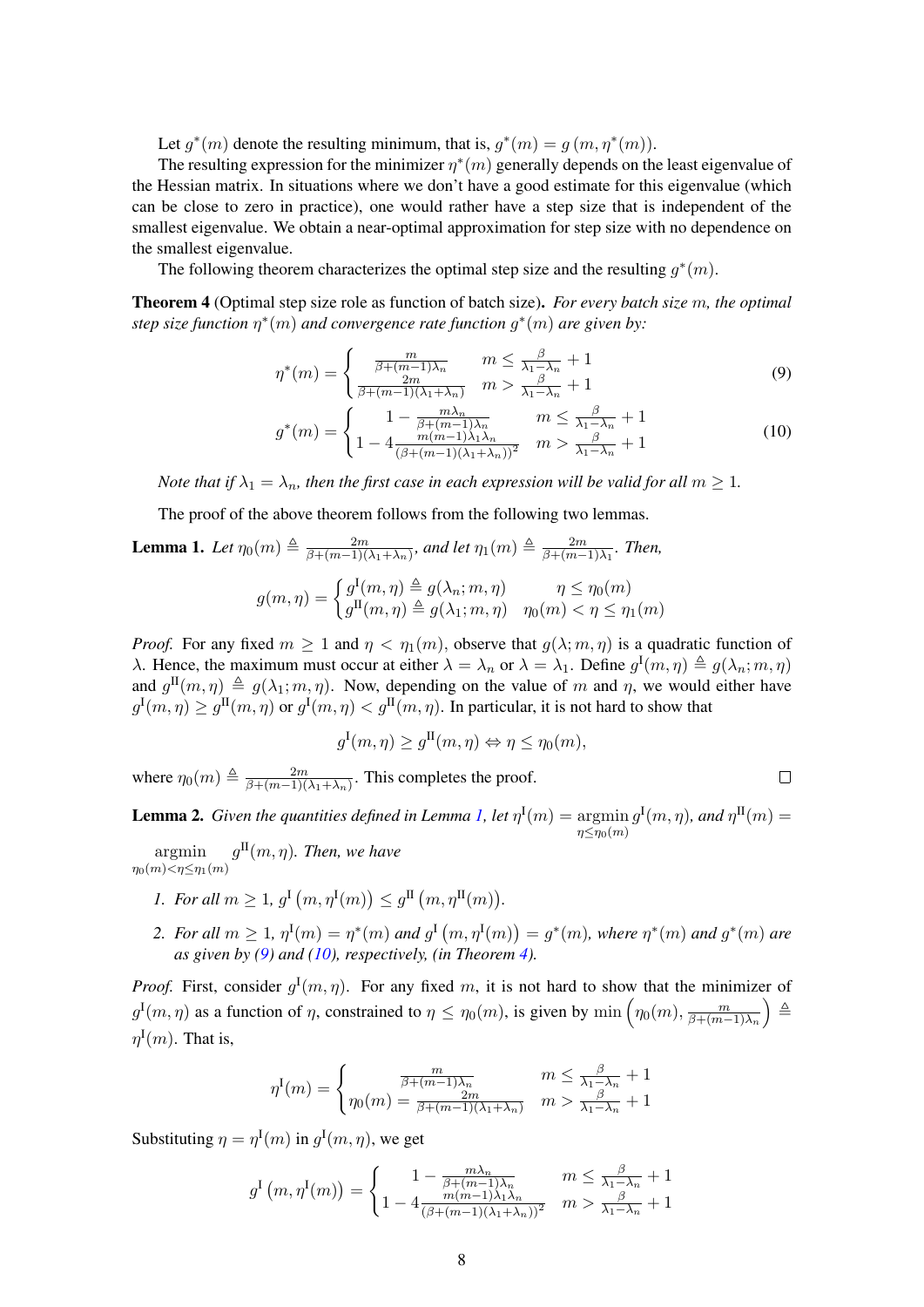Let $g^*(m)$ denote the resulting minimum, that is, $g^*(m) = g(m, \eta^*(m))$.

The resulting expression for the minimizer $\eta^*(m)$ generally depends on the least eigenvalue of the Hessian matrix. In situations where we don't have a good estimate for this eigenvalue (which can be close to zero in practice), one would rather have a step size that is independent of the smallest eigenvalue. We obtain a near-optimal approximation for step size with no dependence on the smallest eigenvalue.

The following theorem characterizes the optimal step size and the resulting $g^*(m)$.

**Theorem 4** (Optimal step size role as function of batch size)**.** *For every batch size $m$, the optimal step size function $\eta^*(m)$ and convergence rate function $g^*(m)$ are given by:*

$$\eta^*(m) = \begin{cases} \frac{m}{\beta + (m-1)\lambda_n} & m \leq \frac{\beta}{\lambda_1 - \lambda_n} + 1 \\ \frac{2m}{\beta + (m-1)(\lambda_1 + \lambda_n)} & m > \frac{\beta}{\lambda_1 - \lambda_n} + 1 \end{cases} \tag{9}$$

$$g^*(m) = \begin{cases} 1 - \frac{m\lambda_n}{\beta + (m-1)\lambda_n} & m \leq \frac{\beta}{\lambda_1 - \lambda_n} + 1 \\ 1 - 4\frac{m(m-1)\lambda_1\lambda_n}{(\beta + (m-1)(\lambda_1 + \lambda_n))^2} & m > \frac{\beta}{\lambda_1 - \lambda_n} + 1 \end{cases} \tag{10}$$

*Note that if $\lambda_1 = \lambda_n$, then the first case in each expression will be valid for all $m \geq 1$.*

The proof of the above theorem follows from the following two lemmas.

**Lemma 1.** *Let $\eta_0(m) \triangleq \frac{2m}{\beta + (m-1)(\lambda_1 + \lambda_n)}$, and let $\eta_1(m) \triangleq \frac{2m}{\beta + (m-1)\lambda_1}$. Then,*

$$g(m, \eta) = \begin{cases} g^{\mathrm{I}}(m, \eta) \triangleq g(\lambda_n; m, \eta) & \eta \leq \eta_0(m) \\ g^{\mathrm{II}}(m, \eta) \triangleq g(\lambda_1; m, \eta) & \eta_0(m) < \eta \leq \eta_1(m) \end{cases}$$

*Proof.* For any fixed $m \geq 1$ and $\eta < \eta_1(m)$, observe that $g(\lambda; m, \eta)$ is a quadratic function of $\lambda$. Hence, the maximum must occur at either $\lambda = \lambda_n$ or $\lambda = \lambda_1$. Define $g^{\mathrm{I}}(m, \eta) \triangleq g(\lambda_n; m, \eta)$ and $g^{\mathrm{II}}(m, \eta) \triangleq g(\lambda_1; m, \eta)$. Now, depending on the value of $m$ and $\eta$, we would either have $g^{\mathrm{I}}(m, \eta) \geq g^{\mathrm{II}}(m, \eta)$ or $g^{\mathrm{I}}(m, \eta) < g^{\mathrm{II}}(m, \eta)$. In particular, it is not hard to show that

$$g^{\mathrm{I}}(m, \eta) \geq g^{\mathrm{II}}(m, \eta) \Leftrightarrow \eta \leq \eta_0(m),$$

where $\eta_0(m) \triangleq \frac{2m}{\beta + (m-1)(\lambda_1 + \lambda_n)}$. This completes the proof. □

**Lemma 2.** *Given the quantities defined in Lemma 1, let $\eta^{\mathrm{I}}(m) = \underset{\eta \leq \eta_0(m)}{\operatorname{argmin}}\, g^{\mathrm{I}}(m, \eta)$, and $\eta^{\mathrm{II}}(m) = \underset{\eta_0(m) < \eta \leq \eta_1(m)}{\operatorname{argmin}}\, g^{\mathrm{II}}(m, \eta)$. Then, we have*

1. *For all $m \geq 1$, $g^{\mathrm{I}}\left(m, \eta^{\mathrm{I}}(m)\right) \leq g^{\mathrm{II}}\left(m, \eta^{\mathrm{II}}(m)\right)$.*
2. *For all $m \geq 1$, $\eta^{\mathrm{I}}(m) = \eta^*(m)$ and $g^{\mathrm{I}}\left(m, \eta^{\mathrm{I}}(m)\right) = g^*(m)$, where $\eta^*(m)$ and $g^*(m)$ are as given by (9) and (10), respectively, (in Theorem 4).*

*Proof.* First, consider $g^{\mathrm{I}}(m, \eta)$. For any fixed $m$, it is not hard to show that the minimizer of $g^{\mathrm{I}}(m, \eta)$ as a function of $\eta$, constrained to $\eta \leq \eta_0(m)$, is given by $\min\left(\eta_0(m), \frac{m}{\beta + (m-1)\lambda_n}\right) \triangleq \eta^{\mathrm{I}}(m)$. That is,

$$\eta^{\mathrm{I}}(m) = \begin{cases} \frac{m}{\beta + (m-1)\lambda_n} & m \leq \frac{\beta}{\lambda_1 - \lambda_n} + 1 \\ \eta_0(m) = \frac{2m}{\beta + (m-1)(\lambda_1 + \lambda_n)} & m > \frac{\beta}{\lambda_1 - \lambda_n} + 1 \end{cases}$$

Substituting $\eta = \eta^{\mathrm{I}}(m)$ in $g^{\mathrm{I}}(m, \eta)$, we get

$$g^{\mathrm{I}}\left(m, \eta^{\mathrm{I}}(m)\right) = \begin{cases} 1 - \frac{m\lambda_n}{\beta + (m-1)\lambda_n} & m \leq \frac{\beta}{\lambda_1 - \lambda_n} + 1 \\ 1 - 4\frac{m(m-1)\lambda_1\lambda_n}{(\beta + (m-1)(\lambda_1 + \lambda_n))^2} & m > \frac{\beta}{\lambda_1 - \lambda_n} + 1 \end{cases}$$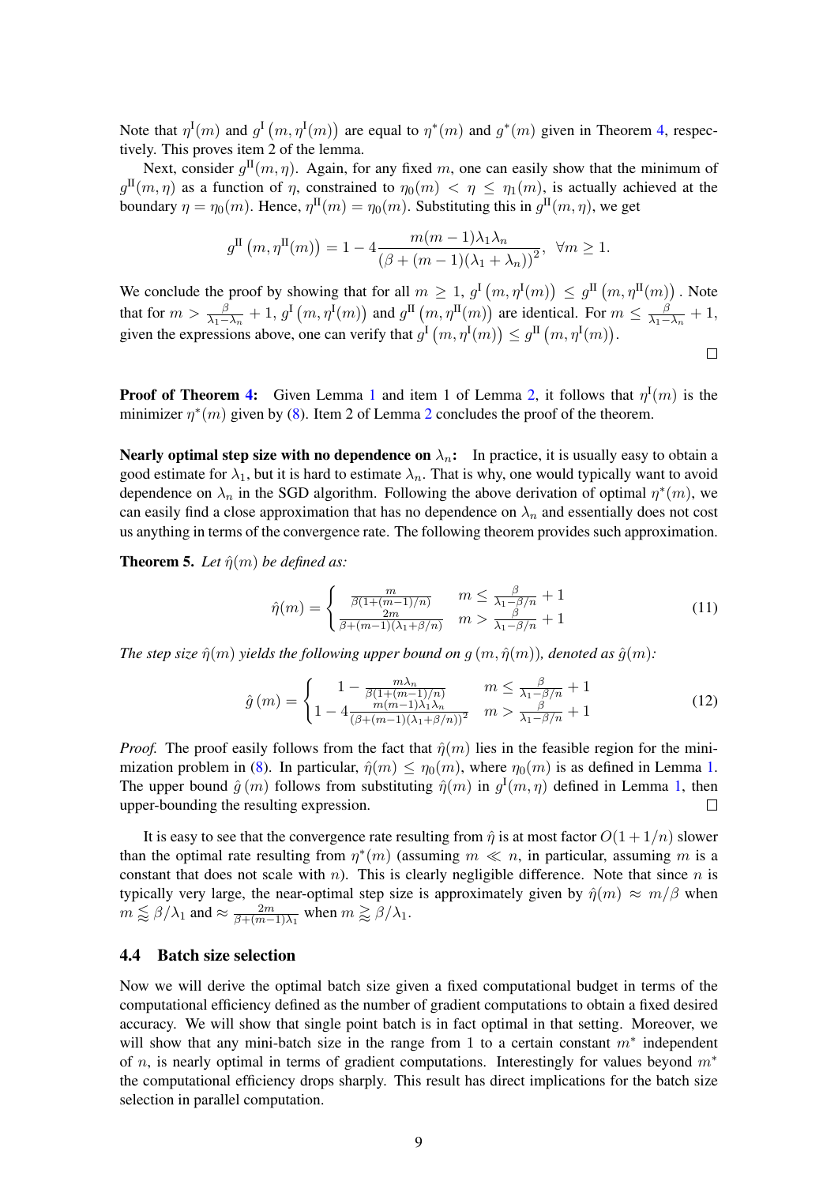Note that $\eta^{\text{I}}(m)$ and $g^{\text{I}}\left(m, \eta^{\text{I}}(m)\right)$ are equal to $\eta^*(m)$ and $g^*(m)$ given in Theorem 4, respectively. This proves item 2 of the lemma.

Next, consider $g^{\text{II}}(m, \eta)$. Again, for any fixed $m$, one can easily show that the minimum of $g^{\text{II}}(m, \eta)$ as a function of $\eta$, constrained to $\eta_0(m) < \eta \leq \eta_1(m)$, is actually achieved at the boundary $\eta = \eta_0(m)$. Hence, $\eta^{\text{II}}(m) = \eta_0(m)$. Substituting this in $g^{\text{II}}(m, \eta)$, we get

$$g^{\text{II}}\left(m, \eta^{\text{II}}(m)\right) = 1 - 4\frac{m(m-1)\lambda_1\lambda_n}{\left(\beta + (m-1)(\lambda_1 + \lambda_n)\right)^2}, \quad \forall m \geq 1.$$

We conclude the proof by showing that for all $m \geq 1$, $g^{\text{I}}\left(m, \eta^{\text{I}}(m)\right) \leq g^{\text{II}}\left(m, \eta^{\text{II}}(m)\right)$. Note that for $m > \frac{\beta}{\lambda_1 - \lambda_n} + 1$, $g^{\text{I}}\left(m, \eta^{\text{I}}(m)\right)$ and $g^{\text{II}}\left(m, \eta^{\text{II}}(m)\right)$ are identical. For $m \leq \frac{\beta}{\lambda_1 - \lambda_n} + 1$, given the expressions above, one can verify that $g^{\text{I}}\left(m, \eta^{\text{I}}(m)\right) \leq g^{\text{II}}\left(m, \eta^{\text{I}}(m)\right)$. ☐

**Proof of Theorem 4:** Given Lemma 1 and item 1 of Lemma 2, it follows that $\eta^{\text{I}}(m)$ is the minimizer $\eta^*(m)$ given by (8). Item 2 of Lemma 2 concludes the proof of the theorem.

**Nearly optimal step size with no dependence on $\lambda_n$:** In practice, it is usually easy to obtain a good estimate for $\lambda_1$, but it is hard to estimate $\lambda_n$. That is why, one would typically want to avoid dependence on $\lambda_n$ in the SGD algorithm. Following the above derivation of optimal $\eta^*(m)$, we can easily find a close approximation that has no dependence on $\lambda_n$ and essentially does not cost us anything in terms of the convergence rate. The following theorem provides such approximation.

**Theorem 5.** *Let $\hat{\eta}(m)$ be defined as:*

$$\hat{\eta}(m) = \begin{cases} \frac{m}{\beta(1+(m-1)/n)} & m \leq \frac{\beta}{\lambda_1 - \beta/n} + 1 \\ \frac{2m}{\beta + (m-1)(\lambda_1 + \beta/n)} & m > \frac{\beta}{\lambda_1 - \beta/n} + 1 \end{cases} \tag{11}$$

*The step size $\hat{\eta}(m)$ yields the following upper bound on $g\left(m, \hat{\eta}(m)\right)$, denoted as $\hat{g}(m)$:*

$$\hat{g}\left(m\right) = \begin{cases} 1 - \frac{m\lambda_n}{\beta(1+(m-1)/n)} & m \leq \frac{\beta}{\lambda_1 - \beta/n} + 1 \\ 1 - 4\frac{m(m-1)\lambda_1\lambda_n}{(\beta + (m-1)(\lambda_1 + \beta/n))^2} & m > \frac{\beta}{\lambda_1 - \beta/n} + 1 \end{cases} \tag{12}$$

*Proof.* The proof easily follows from the fact that $\hat{\eta}(m)$ lies in the feasible region for the minimization problem in (8). In particular, $\hat{\eta}(m) \leq \eta_0(m)$, where $\eta_0(m)$ is as defined in Lemma 1. The upper bound $\hat{g}\left(m\right)$ follows from substituting $\hat{\eta}(m)$ in $g^{\text{I}}(m, \eta)$ defined in Lemma 1, then upper-bounding the resulting expression. ☐

It is easy to see that the convergence rate resulting from $\hat{\eta}$ is at most factor $O(1 + 1/n)$ slower than the optimal rate resulting from $\eta^*(m)$ (assuming $m \ll n$, in particular, assuming $m$ is a constant that does not scale with $n$). This is clearly negligible difference. Note that since $n$ is typically very large, the near-optimal step size is approximately given by $\hat{\eta}(m) \approx m/\beta$ when $m \lessapprox \beta/\lambda_1$ and $\approx \frac{2m}{\beta + (m-1)\lambda_1}$ when $m \gtrapprox \beta/\lambda_1$.

### 4.4 Batch size selection

Now we will derive the optimal batch size given a fixed computational budget in terms of the computational efficiency defined as the number of gradient computations to obtain a fixed desired accuracy. We will show that single point batch is in fact optimal in that setting. Moreover, we will show that any mini-batch size in the range from 1 to a certain constant $m^*$ independent of $n$, is nearly optimal in terms of gradient computations. Interestingly for values beyond $m^*$ the computational efficiency drops sharply. This result has direct implications for the batch size selection in parallel computation.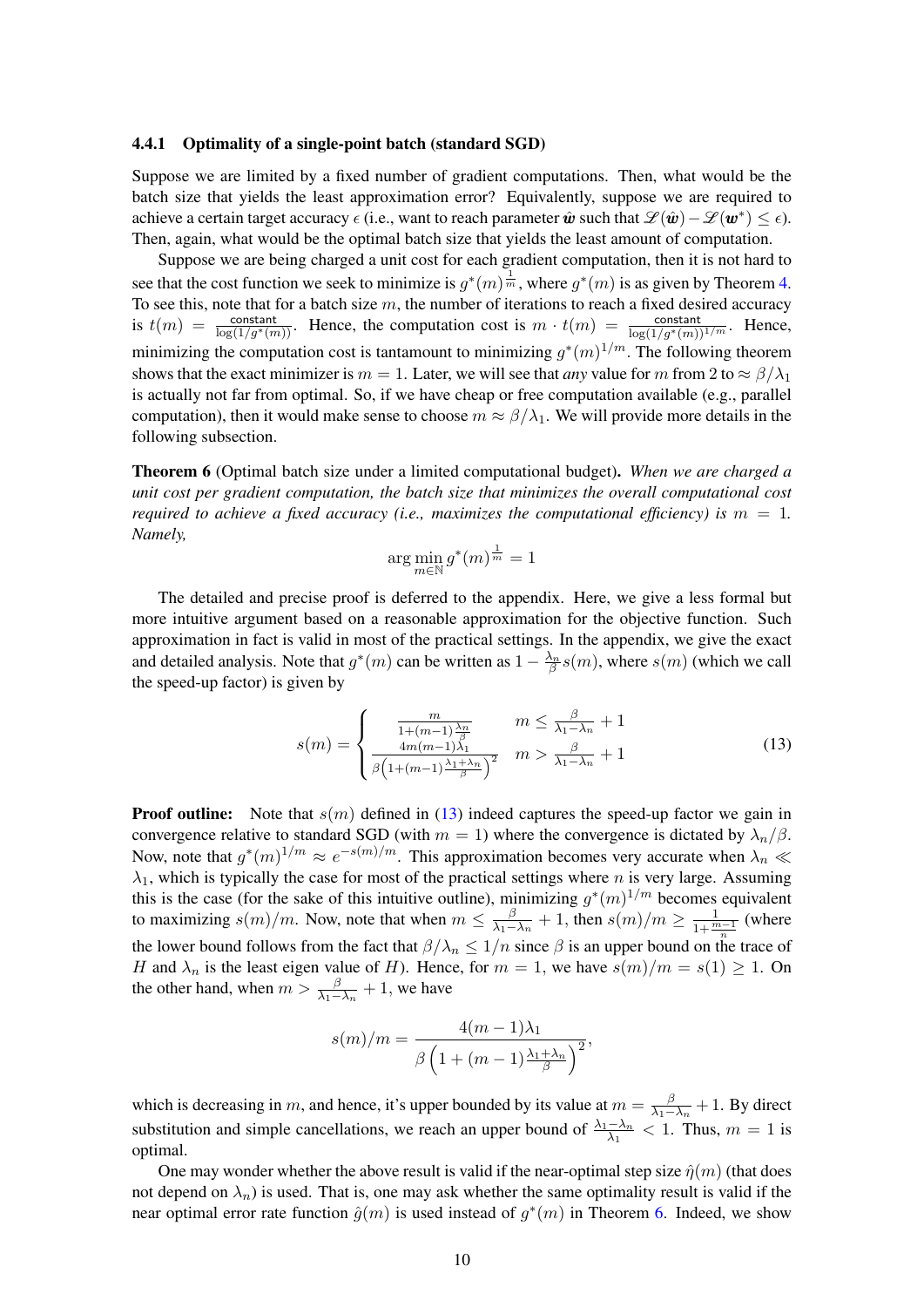### 4.4.1 Optimality of a single-point batch (standard SGD)

Suppose we are limited by a fixed number of gradient computations. Then, what would be the batch size that yields the least approximation error? Equivalently, suppose we are required to achieve a certain target accuracy $\epsilon$ (i.e., want to reach parameter $\hat{\boldsymbol{w}}$ such that $\mathscr{L}(\hat{\boldsymbol{w}}) - \mathscr{L}(\boldsymbol{w}^*) \leq \epsilon$). Then, again, what would be the optimal batch size that yields the least amount of computation.

Suppose we are being charged a unit cost for each gradient computation, then it is not hard to see that the cost function we seek to minimize is $g^*(m)^{\frac{1}{m}}$, where $g^*(m)$ is as given by Theorem 4. To see this, note that for a batch size $m$, the number of iterations to reach a fixed desired accuracy is $t(m) = \frac{\mathsf{constant}}{\log(1/g^*(m))}$. Hence, the computation cost is $m \cdot t(m) = \frac{\mathsf{constant}}{\log(1/g^*(m))^{1/m}}$. Hence, minimizing the computation cost is tantamount to minimizing $g^*(m)^{1/m}$. The following theorem shows that the exact minimizer is $m = 1$. Later, we will see that *any* value for $m$ from 2 to $\approx \beta/\lambda_1$ is actually not far from optimal. So, if we have cheap or free computation available (e.g., parallel computation), then it would make sense to choose $m \approx \beta/\lambda_1$. We will provide more details in the following subsection.

**Theorem 6** (Optimal batch size under a limited computational budget)**.** *When we are charged a unit cost per gradient computation, the batch size that minimizes the overall computational cost required to achieve a fixed accuracy (i.e., maximizes the computational efficiency) is $m = 1$. Namely,*

$$\arg\min_{m \in \mathbb{N}} g^*(m)^{\frac{1}{m}} = 1$$

The detailed and precise proof is deferred to the appendix. Here, we give a less formal but more intuitive argument based on a reasonable approximation for the objective function. Such approximation in fact is valid in most of the practical settings. In the appendix, we give the exact and detailed analysis. Note that $g^*(m)$ can be written as $1 - \frac{\lambda_n}{\beta} s(m)$, where $s(m)$ (which we call the speed-up factor) is given by

$$s(m) = \begin{cases} \frac{m}{1+(m-1)\frac{\lambda_n}{\beta}} & m \leq \frac{\beta}{\lambda_1 - \lambda_n} + 1 \\ \frac{4m(m-1)\lambda_1}{\beta\left(1+(m-1)\frac{\lambda_1+\lambda_n}{\beta}\right)^2} & m > \frac{\beta}{\lambda_1 - \lambda_n} + 1 \end{cases} \tag{13}$$

**Proof outline:** Note that $s(m)$ defined in (13) indeed captures the speed-up factor we gain in convergence relative to standard SGD (with $m = 1$) where the convergence is dictated by $\lambda_n/\beta$. Now, note that $g^*(m)^{1/m} \approx e^{-s(m)/m}$. This approximation becomes very accurate when $\lambda_n \ll \lambda_1$, which is typically the case for most of the practical settings where $n$ is very large. Assuming this is the case (for the sake of this intuitive outline), minimizing $g^*(m)^{1/m}$ becomes equivalent to maximizing $s(m)/m$. Now, note that when $m \leq \frac{\beta}{\lambda_1 - \lambda_n} + 1$, then $s(m)/m \geq \frac{1}{1+\frac{m-1}{n}}$ (where the lower bound follows from the fact that $\beta/\lambda_n \leq 1/n$ since $\beta$ is an upper bound on the trace of $H$ and $\lambda_n$ is the least eigen value of $H$). Hence, for $m = 1$, we have $s(m)/m = s(1) \geq 1$. On the other hand, when $m > \frac{\beta}{\lambda_1 - \lambda_n} + 1$, we have

$$s(m)/m = \frac{4(m-1)\lambda_1}{\beta\left(1+(m-1)\frac{\lambda_1+\lambda_n}{\beta}\right)^2},$$

which is decreasing in $m$, and hence, it's upper bounded by its value at $m = \frac{\beta}{\lambda_1 - \lambda_n} + 1$. By direct substitution and simple cancellations, we reach an upper bound of $\frac{\lambda_1 - \lambda_n}{\lambda_1} < 1$. Thus, $m = 1$ is optimal.

One may wonder whether the above result is valid if the near-optimal step size $\hat{\eta}(m)$ (that does not depend on $\lambda_n$) is used. That is, one may ask whether the same optimality result is valid if the near optimal error rate function $\hat{g}(m)$ is used instead of $g^*(m)$ in Theorem 6. Indeed, we show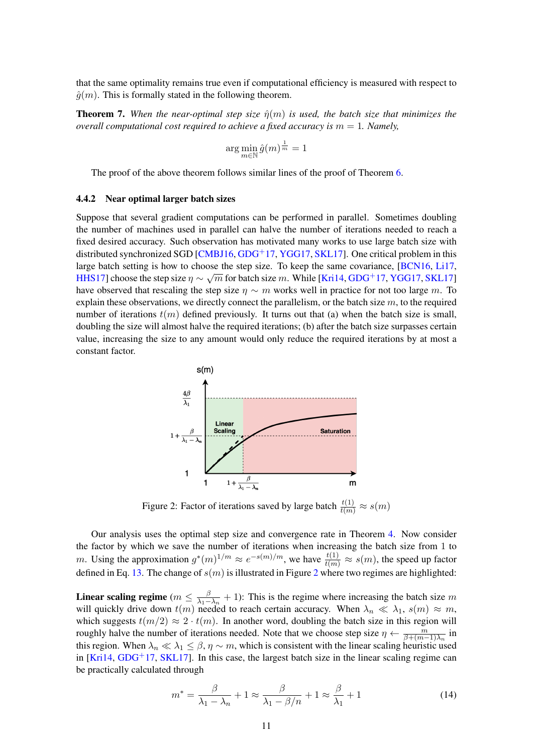that the same optimality remains true even if computational efficiency is measured with respect to $\hat{g}(m)$. This is formally stated in the following theorem.

**Theorem 7.** *When the near-optimal step size $\hat{\eta}(m)$ is used, the batch size that minimizes the overall computational cost required to achieve a fixed accuracy is $m = 1$. Namely,*

$$\arg\min_{m \in \mathbb{N}} \hat{g}(m)^{\frac{1}{m}} = 1$$

The proof of the above theorem follows similar lines of the proof of Theorem 6.

#### 4.4.2 Near optimal larger batch sizes

Suppose that several gradient computations can be performed in parallel. Sometimes doubling the number of machines used in parallel can halve the number of iterations needed to reach a fixed desired accuracy. Such observation has motivated many works to use large batch size with distributed synchronized SGD [CMBJ16, GDG+17, YGG17, SKL17]. One critical problem in this large batch setting is how to choose the step size. To keep the same covariance, [BCN16, Li17, HHS17] choose the step size $\eta \sim \sqrt{m}$ for batch size $m$. While [Kri14, GDG+17, YGG17, SKL17] have observed that rescaling the step size $\eta \sim m$ works well in practice for not too large $m$. To explain these observations, we directly connect the parallelism, or the batch size $m$, to the required number of iterations $t(m)$ defined previously. It turns out that (a) when the batch size is small, doubling the size will almost halve the required iterations; (b) after the batch size surpasses certain value, increasing the size to any amount would only reduce the required iterations by at most a constant factor.

Figure 2: Factor of iterations saved by large batch $\frac{t(1)}{t(m)} \approx s(m)$

Our analysis uses the optimal step size and convergence rate in Theorem 4. Now consider the factor by which we save the number of iterations when increasing the batch size from 1 to $m$. Using the approximation $g^*(m)^{1/m} \approx e^{-s(m)/m}$, we have $\frac{t(1)}{t(m)} \approx s(m)$, the speed up factor defined in Eq. 13. The change of $s(m)$ is illustrated in Figure 2 where two regimes are highlighted:

**Linear scaling regime** ($m \leq \frac{\beta}{\lambda_1 - \lambda_n} + 1$): This is the regime where increasing the batch size $m$ will quickly drive down $t(m)$ needed to reach certain accuracy. When $\lambda_n \ll \lambda_1$, $s(m) \approx m$, which suggests $t(m/2) \approx 2 \cdot t(m)$. In another word, doubling the batch size in this region will roughly halve the number of iterations needed. Note that we choose step size $\eta \leftarrow \frac{m}{\beta + (m-1)\lambda_n}$ in this region. When $\lambda_n \ll \lambda_1 \leq \beta, \eta \sim m$, which is consistent with the linear scaling heuristic used in [Kri14, GDG+17, SKL17]. In this case, the largest batch size in the linear scaling regime can be practically calculated through

$$m^* = \frac{\beta}{\lambda_1 - \lambda_n} + 1 \approx \frac{\beta}{\lambda_1 - \beta/n} + 1 \approx \frac{\beta}{\lambda_1} + 1 \tag{14}$$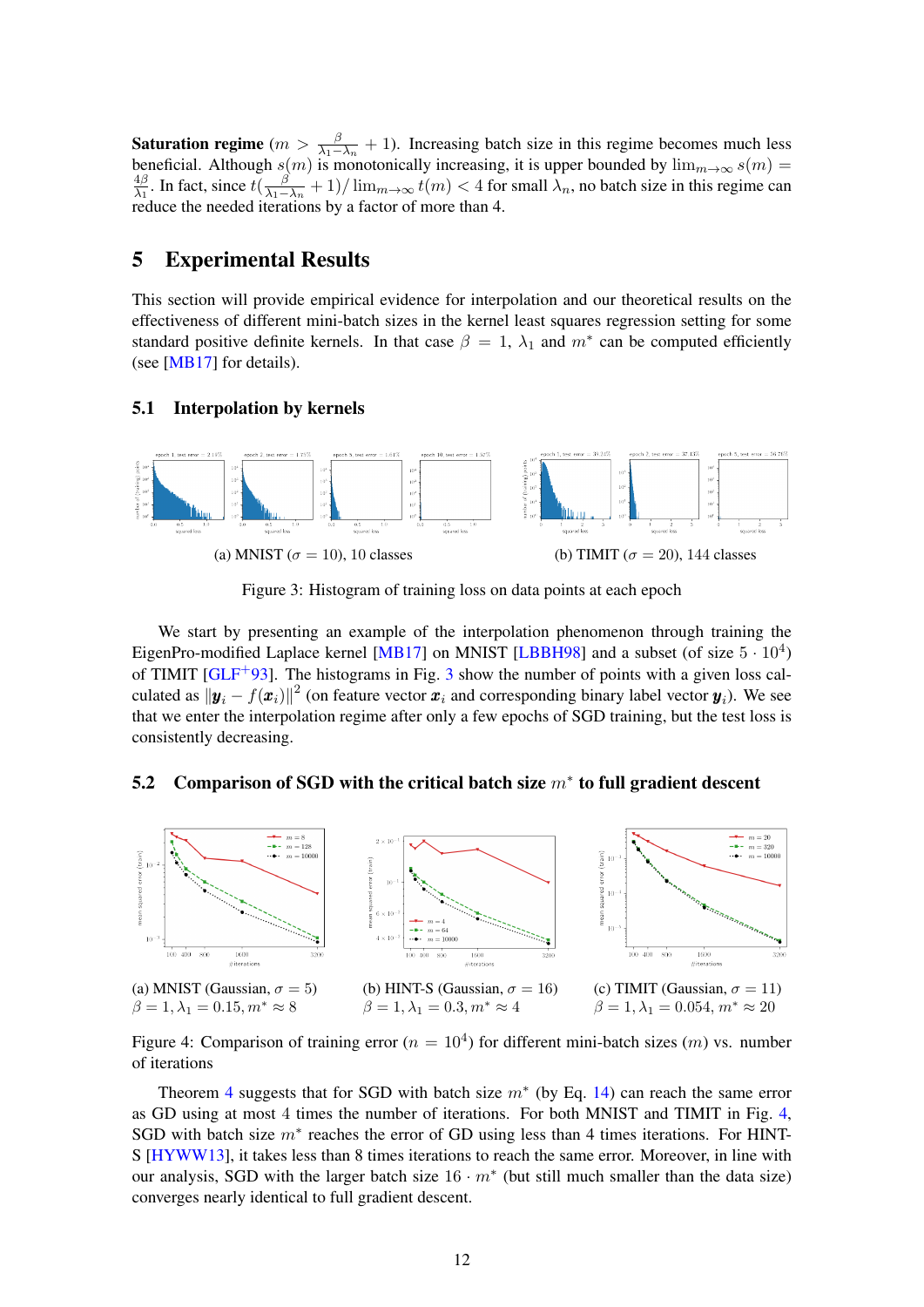**Saturation regime** ($m > \frac{\beta}{\lambda_1 - \lambda_n} + 1$). Increasing batch size in this regime becomes much less beneficial. Although $s(m)$ is monotonically increasing, it is upper bounded by $\lim_{m\to\infty} s(m) = \frac{4\beta}{\lambda_1}$. In fact, since $t(\frac{\beta}{\lambda_1 - \lambda_n} + 1)/\lim_{m\to\infty} t(m) < 4$ for small $\lambda_n$, no batch size in this regime can reduce the needed iterations by a factor of more than 4.

## 5 Experimental Results

This section will provide empirical evidence for interpolation and our theoretical results on the effectiveness of different mini-batch sizes in the kernel least squares regression setting for some standard positive definite kernels. In that case $\beta = 1$, $\lambda_1$ and $m^*$ can be computed efficiently (see [MB17] for details).

### 5.1 Interpolation by kernels

(a) MNIST ($\sigma = 10$), 10 classes

(b) TIMIT ($\sigma = 20$), 144 classes

Figure 3: Histogram of training loss on data points at each epoch

We start by presenting an example of the interpolation phenomenon through training the EigenPro-modified Laplace kernel [MB17] on MNIST [LBBH98] and a subset (of size $5 \cdot 10^4$) of TIMIT [GLF+93]. The histograms in Fig. 3 show the number of points with a given loss calculated as $\|\boldsymbol{y}_i - f(\boldsymbol{x}_i)\|^2$ (on feature vector $\boldsymbol{x}_i$ and corresponding binary label vector $\boldsymbol{y}_i$). We see that we enter the interpolation regime after only a few epochs of SGD training, but the test loss is consistently decreasing.

### 5.2 Comparison of SGD with the critical batch size $m^*$ to full gradient descent

(a) MNIST (Gaussian, $\sigma = 5$) $\beta = 1, \lambda_1 = 0.15, m^* \approx 8$

(b) HINT-S (Gaussian, $\sigma = 16$) $\beta = 1, \lambda_1 = 0.3, m^* \approx 4$

(c) TIMIT (Gaussian, $\sigma = 11$) $\beta = 1, \lambda_1 = 0.054, m^* \approx 20$

Figure 4: Comparison of training error ($n = 10^4$) for different mini-batch sizes ($m$) vs. number of iterations

Theorem 4 suggests that for SGD with batch size $m^*$ (by Eq. 14) can reach the same error as GD using at most 4 times the number of iterations. For both MNIST and TIMIT in Fig. 4, SGD with batch size $m^*$ reaches the error of GD using less than 4 times iterations. For HINT-S [HYWW13], it takes less than 8 times iterations to reach the same error. Moreover, in line with our analysis, SGD with the larger batch size $16 \cdot m^*$ (but still much smaller than the data size) converges nearly identical to full gradient descent.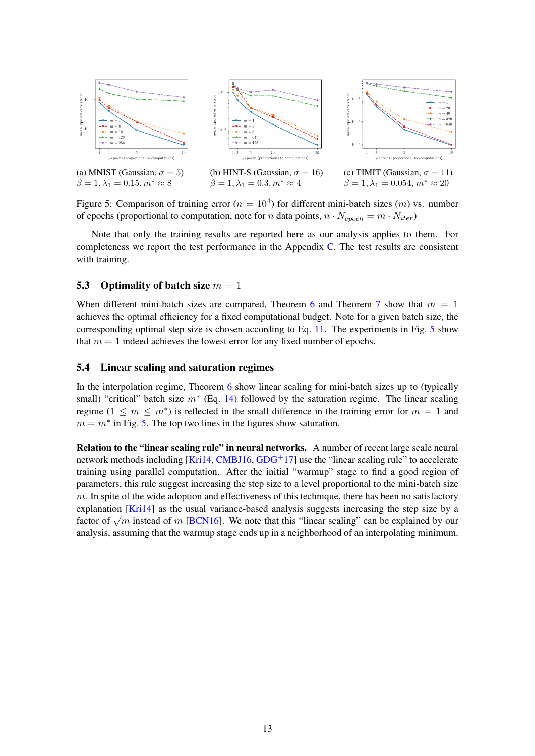(a) MNIST (Gaussian, $\sigma = 5$) $\beta = 1, \lambda_1 = 0.15, m^* \approx 8$

(b) HINT-S (Gaussian, $\sigma = 16$) $\beta = 1, \lambda_1 = 0.3, m^* \approx 4$

(c) TIMIT (Gaussian, $\sigma = 11$) $\beta = 1, \lambda_1 = 0.054, m^* \approx 20$

Figure 5: Comparison of training error ($n = 10^4$) for different mini-batch sizes ($m$) vs. number of epochs (proportional to computation, note for $n$ data points, $n \cdot N_{epoch} = m \cdot N_{iter}$)

Note that only the training results are reported here as our analysis applies to them. For completeness we report the test performance in the Appendix C. The test results are consistent with training.

### 5.3 Optimality of batch size $m = 1$

When different mini-batch sizes are compared, Theorem 6 and Theorem 7 show that $m = 1$ achieves the optimal efficiency for a fixed computational budget. Note for a given batch size, the corresponding optimal step size is chosen according to Eq. 11. The experiments in Fig. 5 show that $m = 1$ indeed achieves the lowest error for any fixed number of epochs.

### 5.4 Linear scaling and saturation regimes

In the interpolation regime, Theorem 6 show linear scaling for mini-batch sizes up to (typically small) "critical" batch size $m^*$ (Eq. 14) followed by the saturation regime. The linear scaling regime ($1 \leq m \leq m^*$) is reflected in the small difference in the training error for $m = 1$ and $m = m^*$ in Fig. 5. The top two lines in the figures show saturation.

**Relation to the "linear scaling rule" in neural networks.** A number of recent large scale neural network methods including [Kri14, CMBJ16, GDG+17] use the "linear scaling rule" to accelerate training using parallel computation. After the initial "warmup" stage to find a good region of parameters, this rule suggest increasing the step size to a level proportional to the mini-batch size $m$. In spite of the wide adoption and effectiveness of this technique, there has been no satisfactory explanation [Kri14] as the usual variance-based analysis suggests increasing the step size by a factor of $\sqrt{m}$ instead of $m$ [BCN16]. We note that this "linear scaling" can be explained by our analysis, assuming that the warmup stage ends up in a neighborhood of an interpolating minimum.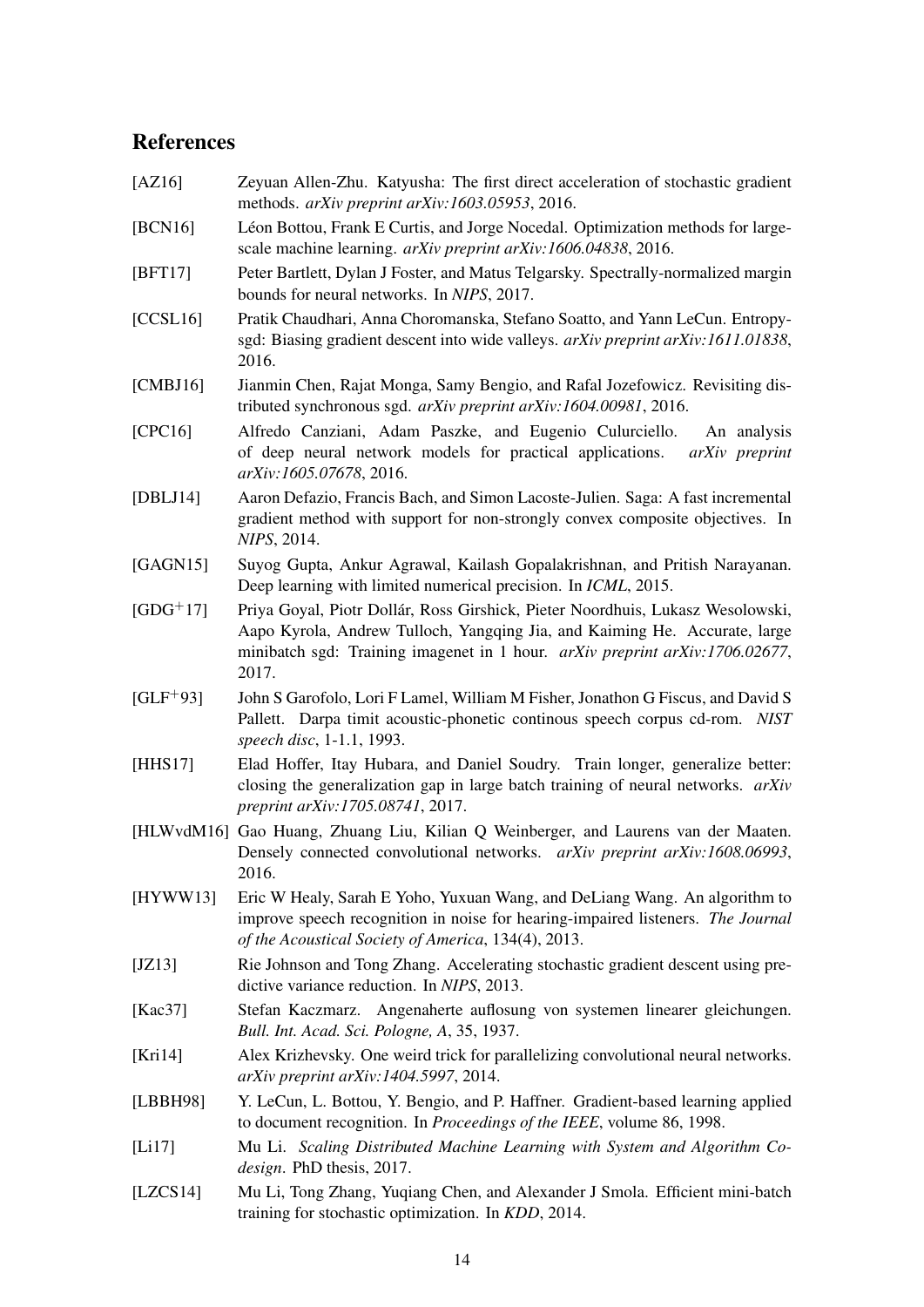## References

[AZ16] Zeyuan Allen-Zhu. Katyusha: The first direct acceleration of stochastic gradient methods. *arXiv preprint arXiv:1603.05953*, 2016.

[BCN16] Léon Bottou, Frank E Curtis, and Jorge Nocedal. Optimization methods for large-scale machine learning. *arXiv preprint arXiv:1606.04838*, 2016.

[BFT17] Peter Bartlett, Dylan J Foster, and Matus Telgarsky. Spectrally-normalized margin bounds for neural networks. In *NIPS*, 2017.

[CCSL16] Pratik Chaudhari, Anna Choromanska, Stefano Soatto, and Yann LeCun. Entropy-sgd: Biasing gradient descent into wide valleys. *arXiv preprint arXiv:1611.01838*, 2016.

[CMBJ16] Jianmin Chen, Rajat Monga, Samy Bengio, and Rafal Jozefowicz. Revisiting distributed synchronous sgd. *arXiv preprint arXiv:1604.00981*, 2016.

[CPC16] Alfredo Canziani, Adam Paszke, and Eugenio Culurciello. An analysis of deep neural network models for practical applications. *arXiv preprint arXiv:1605.07678*, 2016.

[DBLJ14] Aaron Defazio, Francis Bach, and Simon Lacoste-Julien. Saga: A fast incremental gradient method with support for non-strongly convex composite objectives. In *NIPS*, 2014.

[GAGN15] Suyog Gupta, Ankur Agrawal, Kailash Gopalakrishnan, and Pritish Narayanan. Deep learning with limited numerical precision. In *ICML*, 2015.

[GDG+17] Priya Goyal, Piotr Dollár, Ross Girshick, Pieter Noordhuis, Lukasz Wesolowski, Aapo Kyrola, Andrew Tulloch, Yangqing Jia, and Kaiming He. Accurate, large minibatch sgd: Training imagenet in 1 hour. *arXiv preprint arXiv:1706.02677*, 2017.

[GLF+93] John S Garofolo, Lori F Lamel, William M Fisher, Jonathon G Fiscus, and David S Pallett. Darpa timit acoustic-phonetic continous speech corpus cd-rom. *NIST speech disc*, 1-1.1, 1993.

[HHS17] Elad Hoffer, Itay Hubara, and Daniel Soudry. Train longer, generalize better: closing the generalization gap in large batch training of neural networks. *arXiv preprint arXiv:1705.08741*, 2017.

[HLWvdM16] Gao Huang, Zhuang Liu, Kilian Q Weinberger, and Laurens van der Maaten. Densely connected convolutional networks. *arXiv preprint arXiv:1608.06993*, 2016.

[HYWW13] Eric W Healy, Sarah E Yoho, Yuxuan Wang, and DeLiang Wang. An algorithm to improve speech recognition in noise for hearing-impaired listeners. *The Journal of the Acoustical Society of America*, 134(4), 2013.

[JZ13] Rie Johnson and Tong Zhang. Accelerating stochastic gradient descent using predictive variance reduction. In *NIPS*, 2013.

[Kac37] Stefan Kaczmarz. Angenaherte auflosung von systemen linearer gleichungen. *Bull. Int. Acad. Sci. Pologne, A*, 35, 1937.

[Kri14] Alex Krizhevsky. One weird trick for parallelizing convolutional neural networks. *arXiv preprint arXiv:1404.5997*, 2014.

[LBBH98] Y. LeCun, L. Bottou, Y. Bengio, and P. Haffner. Gradient-based learning applied to document recognition. In *Proceedings of the IEEE*, volume 86, 1998.

[Li17] Mu Li. *Scaling Distributed Machine Learning with System and Algorithm Co-design*. PhD thesis, 2017.

[LZCS14] Mu Li, Tong Zhang, Yuqiang Chen, and Alexander J Smola. Efficient mini-batch training for stochastic optimization. In *KDD*, 2014.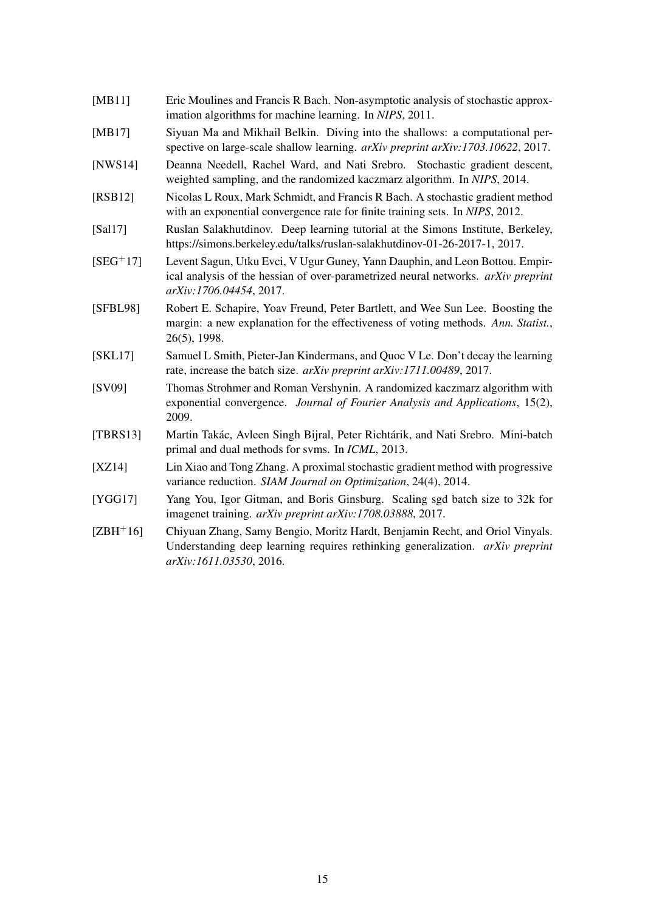[MB11] Eric Moulines and Francis R Bach. Non-asymptotic analysis of stochastic approximation algorithms for machine learning. In *NIPS*, 2011.

[MB17] Siyuan Ma and Mikhail Belkin. Diving into the shallows: a computational perspective on large-scale shallow learning. *arXiv preprint arXiv:1703.10622*, 2017.

[NWS14] Deanna Needell, Rachel Ward, and Nati Srebro. Stochastic gradient descent, weighted sampling, and the randomized kaczmarz algorithm. In *NIPS*, 2014.

[RSB12] Nicolas L Roux, Mark Schmidt, and Francis R Bach. A stochastic gradient method with an exponential convergence rate for finite training sets. In *NIPS*, 2012.

[Sal17] Ruslan Salakhutdinov. Deep learning tutorial at the Simons Institute, Berkeley, https://simons.berkeley.edu/talks/ruslan-salakhutdinov-01-26-2017-1, 2017.

[SEG+17] Levent Sagun, Utku Evci, V Ugur Guney, Yann Dauphin, and Leon Bottou. Empirical analysis of the hessian of over-parametrized neural networks. *arXiv preprint arXiv:1706.04454*, 2017.

[SFBL98] Robert E. Schapire, Yoav Freund, Peter Bartlett, and Wee Sun Lee. Boosting the margin: a new explanation for the effectiveness of voting methods. *Ann. Statist.*, 26(5), 1998.

[SKL17] Samuel L Smith, Pieter-Jan Kindermans, and Quoc V Le. Don't decay the learning rate, increase the batch size. *arXiv preprint arXiv:1711.00489*, 2017.

[SV09] Thomas Strohmer and Roman Vershynin. A randomized kaczmarz algorithm with exponential convergence. *Journal of Fourier Analysis and Applications*, 15(2), 2009.

[TBRS13] Martin Takác, Avleen Singh Bijral, Peter Richtárik, and Nati Srebro. Mini-batch primal and dual methods for svms. In *ICML*, 2013.

[XZ14] Lin Xiao and Tong Zhang. A proximal stochastic gradient method with progressive variance reduction. *SIAM Journal on Optimization*, 24(4), 2014.

[YGG17] Yang You, Igor Gitman, and Boris Ginsburg. Scaling sgd batch size to 32k for imagenet training. *arXiv preprint arXiv:1708.03888*, 2017.

[ZBH+16] Chiyuan Zhang, Samy Bengio, Moritz Hardt, Benjamin Recht, and Oriol Vinyals. Understanding deep learning requires rethinking generalization. *arXiv preprint arXiv:1611.03530*, 2016.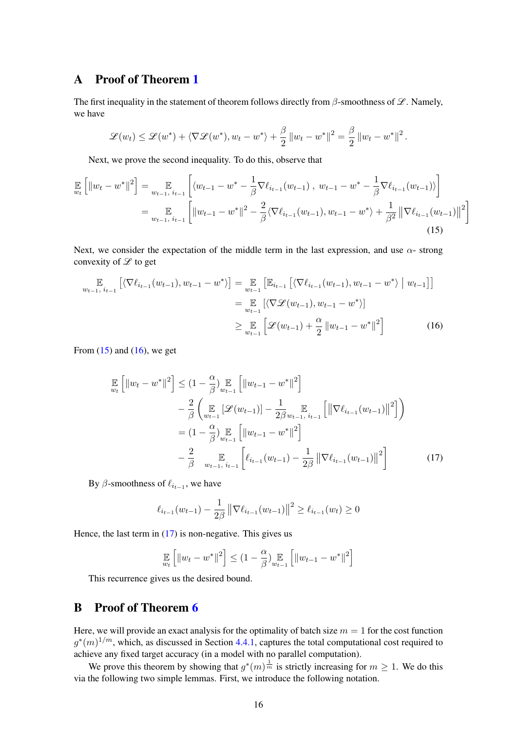## A Proof of Theorem 1

The first inequality in the statement of theorem follows directly from $\beta$-smoothness of $\mathscr{L}$. Namely, we have

$$\mathscr{L}(w_t) \leq \mathscr{L}(w^*) + \langle \nabla \mathscr{L}(w^*), w_t - w^* \rangle + \frac{\beta}{2} \|w_t - w^*\|^2 = \frac{\beta}{2} \|w_t - w^*\|^2 .$$

Next, we prove the second inequality. To do this, observe that

$$\begin{aligned}
\mathop{\mathbb{E}}_{w_t} \left[ \|w_t - w^*\|^2 \right] &= \mathop{\mathbb{E}}_{w_{t-1},\, i_{t-1}} \left[ \langle w_{t-1} - w^* - \frac{1}{\beta} \nabla \ell_{i_{t-1}}(w_{t-1}) \,,\ w_{t-1} - w^* - \frac{1}{\beta} \nabla \ell_{i_{t-1}}(w_{t-1}) \rangle \right] \\
&= \mathop{\mathbb{E}}_{w_{t-1},\, i_{t-1}} \left[ \|w_{t-1} - w^*\|^2 - \frac{2}{\beta} \langle \nabla \ell_{i_{t-1}}(w_{t-1}), w_{t-1} - w^* \rangle + \frac{1}{\beta^2} \left\| \nabla \ell_{i_{t-1}}(w_{t-1}) \right\|^2 \right]
\end{aligned} \tag{15}$$

Next, we consider the expectation of the middle term in the last expression, and use $\alpha$- strong convexity of $\mathscr{L}$ to get

$$\begin{aligned}
\mathop{\mathbb{E}}_{w_{t-1},\, i_{t-1}} \left[ \langle \nabla \ell_{i_{t-1}}(w_{t-1}), w_{t-1} - w^* \rangle \right] &= \mathop{\mathbb{E}}_{w_{t-1}} \left[ \mathbb{E}_{i_{t-1}} \left[ \langle \nabla \ell_{i_{t-1}}(w_{t-1}), w_{t-1} - w^* \rangle \mid w_{t-1} \right] \right] \\
&= \mathop{\mathbb{E}}_{w_{t-1}} \left[ \langle \nabla \mathscr{L}(w_{t-1}), w_{t-1} - w^* \rangle \right] \\
&\geq \mathop{\mathbb{E}}_{w_{t-1}} \left[ \mathscr{L}(w_{t-1}) + \frac{\alpha}{2} \|w_{t-1} - w^*\|^2 \right]
\end{aligned} \tag{16}$$

From (15) and (16), we get

$$\begin{aligned}
\mathop{\mathbb{E}}_{w_t} \left[ \|w_t - w^*\|^2 \right] &\leq (1 - \frac{\alpha}{\beta}) \mathop{\mathbb{E}}_{w_{t-1}} \left[ \|w_{t-1} - w^*\|^2 \right] \\
&\quad - \frac{2}{\beta} \left( \mathop{\mathbb{E}}_{w_{t-1}} \left[ \mathscr{L}(w_{t-1}) \right] - \frac{1}{2\beta} \mathop{\mathbb{E}}_{w_{t-1},\, i_{t-1}} \left[ \left\| \nabla \ell_{i_{t-1}}(w_{t-1}) \right\|^2 \right] \right) \\
&= (1 - \frac{\alpha}{\beta}) \mathop{\mathbb{E}}_{w_{t-1}} \left[ \|w_{t-1} - w^*\|^2 \right] \\
&\quad - \frac{2}{\beta} \mathop{\mathbb{E}}_{w_{t-1},\, i_{t-1}} \left[ \ell_{i_{t-1}}(w_{t-1}) - \frac{1}{2\beta} \left\| \nabla \ell_{i_{t-1}}(w_{t-1}) \right\|^2 \right]
\end{aligned} \tag{17}$$

By $\beta$-smoothness of $\ell_{i_{t-1}}$, we have

$$\ell_{i_{t-1}}(w_{t-1}) - \frac{1}{2\beta} \left\| \nabla \ell_{i_{t-1}}(w_{t-1}) \right\|^2 \geq \ell_{i_{t-1}}(w_t) \geq 0$$

Hence, the last term in (17) is non-negative. This gives us

$$\mathop{\mathbb{E}}_{w_t} \left[ \|w_t - w^*\|^2 \right] \leq (1 - \frac{\alpha}{\beta}) \mathop{\mathbb{E}}_{w_{t-1}} \left[ \|w_{t-1} - w^*\|^2 \right]$$

This recurrence gives us the desired bound.

## B Proof of Theorem 6

Here, we will provide an exact analysis for the optimality of batch size $m = 1$ for the cost function $g^*(m)^{1/m}$, which, as discussed in Section 4.4.1, captures the total computational cost required to achieve any fixed target accuracy (in a model with no parallel computation).

We prove this theorem by showing that $g^*(m)^{\frac{1}{m}}$ is strictly increasing for $m \geq 1$. We do this via the following two simple lemmas. First, we introduce the following notation.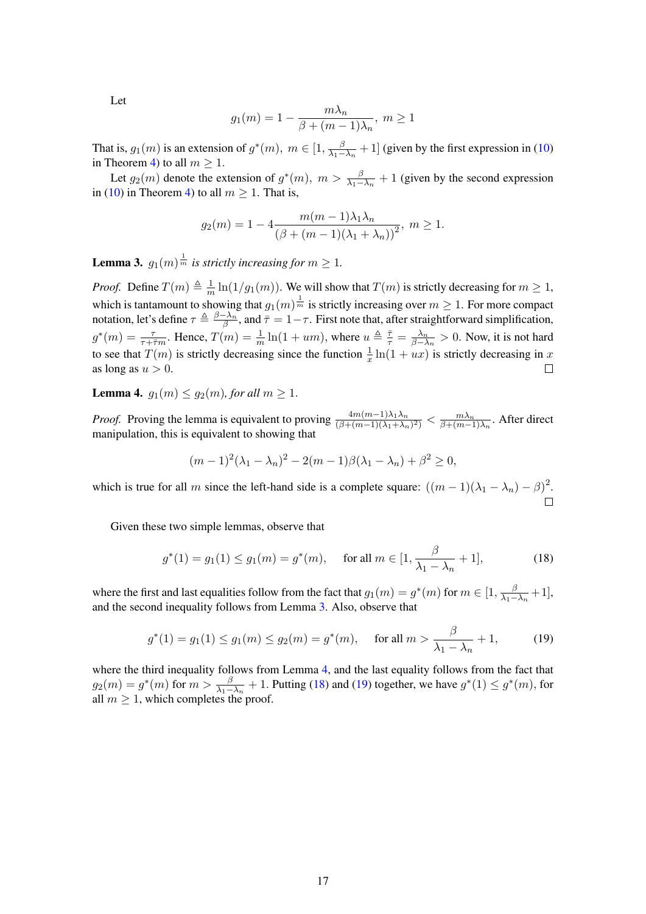Let

$$g_1(m) = 1 - \frac{m\lambda_n}{\beta + (m-1)\lambda_n}, \; m \geq 1$$

That is, $g_1(m)$ is an extension of $g^*(m),\; m \in [1, \frac{\beta}{\lambda_1 - \lambda_n} + 1]$ (given by the first expression in (10) in Theorem 4) to all $m \geq 1$.

Let $g_2(m)$ denote the extension of $g^*(m),\; m > \frac{\beta}{\lambda_1 - \lambda_n} + 1$ (given by the second expression in (10) in Theorem 4) to all $m \geq 1$. That is,

$$g_2(m) = 1 - 4\frac{m(m-1)\lambda_1\lambda_n}{(\beta + (m-1)(\lambda_1 + \lambda_n))^2}, \; m \geq 1.$$

**Lemma 3.** *$g_1(m)^{\frac{1}{m}}$ is strictly increasing for $m \geq 1$.*

*Proof.* Define $T(m) \triangleq \frac{1}{m}\ln(1/g_1(m))$. We will show that $T(m)$ is strictly decreasing for $m \geq 1$, which is tantamount to showing that $g_1(m)^{\frac{1}{m}}$ is strictly increasing over $m \geq 1$. For more compact notation, let's define $\tau \triangleq \frac{\beta - \lambda_n}{\beta}$, and $\bar{\tau} = 1 - \tau$. First note that, after straightforward simplification, $g^*(m) = \frac{\tau}{\tau + \bar{\tau}m}$. Hence, $T(m) = \frac{1}{m}\ln(1 + um)$, where $u \triangleq \frac{\bar{\tau}}{\tau} = \frac{\lambda_n}{\beta - \lambda_n} > 0$. Now, it is not hard to see that $T(m)$ is strictly decreasing since the function $\frac{1}{x}\ln(1 + ux)$ is strictly decreasing in $x$ as long as $u > 0$. □

**Lemma 4.** *$g_1(m) \leq g_2(m)$, for all $m \geq 1$.*

*Proof.* Proving the lemma is equivalent to proving $\frac{4m(m-1)\lambda_1\lambda_n}{(\beta + (m-1)(\lambda_1 + \lambda_n)^2)} < \frac{m\lambda_n}{\beta + (m-1)\lambda_n}$. After direct manipulation, this is equivalent to showing that

$$(m-1)^2(\lambda_1 - \lambda_n)^2 - 2(m-1)\beta(\lambda_1 - \lambda_n) + \beta^2 \geq 0,$$

which is true for all $m$ since the left-hand side is a complete square: $((m-1)(\lambda_1 - \lambda_n) - \beta)^2$. □

Given these two simple lemmas, observe that

$$g^*(1) = g_1(1) \leq g_1(m) = g^*(m), \qquad \text{for all } m \in [1, \frac{\beta}{\lambda_1 - \lambda_n} + 1], \tag{18}$$

where the first and last equalities follow from the fact that $g_1(m) = g^*(m)$ for $m \in [1, \frac{\beta}{\lambda_1 - \lambda_n} + 1]$, and the second inequality follows from Lemma 3. Also, observe that

$$g^*(1) = g_1(1) \leq g_1(m) \leq g_2(m) = g^*(m), \qquad \text{for all } m > \frac{\beta}{\lambda_1 - \lambda_n} + 1, \tag{19}$$

where the third inequality follows from Lemma 4, and the last equality follows from the fact that $g_2(m) = g^*(m)$ for $m > \frac{\beta}{\lambda_1 - \lambda_n} + 1$. Putting (18) and (19) together, we have $g^*(1) \leq g^*(m)$, for all $m \geq 1$, which completes the proof.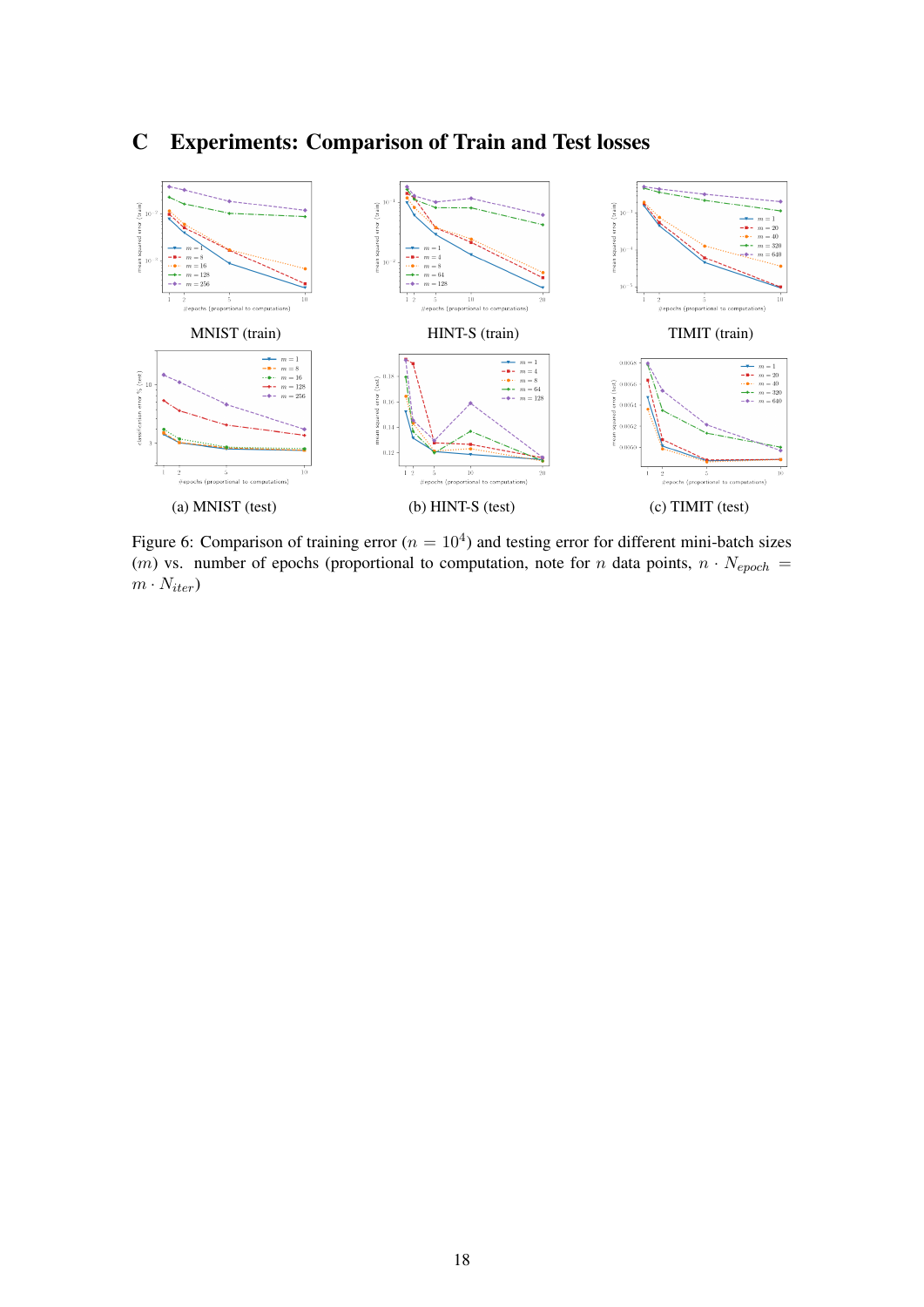# C Experiments: Comparison of Train and Test losses

mean squared error (train)

$10^{-2}$

$10^{-3}$

#epochs (proportional to computations)

1 2 5 10

$m = 1$
$m = 8$
$m = 16$
$m = 128$
$m = 256$

MNIST (train)

mean squared error (train)

$10^{-1}$

$10^{-2}$

#epochs (proportional to computations)

1 2 5 10 20

$m = 1$
$m = 4$
$m = 8$
$m = 64$
$m = 128$

HINT-S (train)

mean squared error (train)

$10^{-3}$

$10^{-4}$

$10^{-5}$

#epochs (proportional to computations)

1 2 5 10

$m = 1$
$m = 20$
$m = 40$
$m = 320$
$m = 640$

TIMIT (train)

classification error % (test)

10

3

#epochs (proportional to computations)

1 2 5 10

$m = 1$
$m = 8$
$m = 16$
$m = 128$
$m = 256$

(a) MNIST (test)

mean squared error (test)

0.18

0.16

0.14

0.12

#epochs (proportional to computations)

1 2 5 10 20

$m = 1$
$m = 4$
$m = 8$
$m = 64$
$m = 128$

(b) HINT-S (test)

mean squared error (test)

0.0058

0.0056

0.0054

0.0052

0.0050

#epochs (proportional to computations)

1 2 5 10

$m = 1$
$m = 20$
$m = 40$
$m = 320$
$m = 640$

(c) TIMIT (test)

Figure 6: Comparison of training error ($n = 10^4$) and testing error for different mini-batch sizes ($m$) vs. number of epochs (proportional to computation, note for $n$ data points, $n \cdot N_{epoch} = m \cdot N_{iter}$)